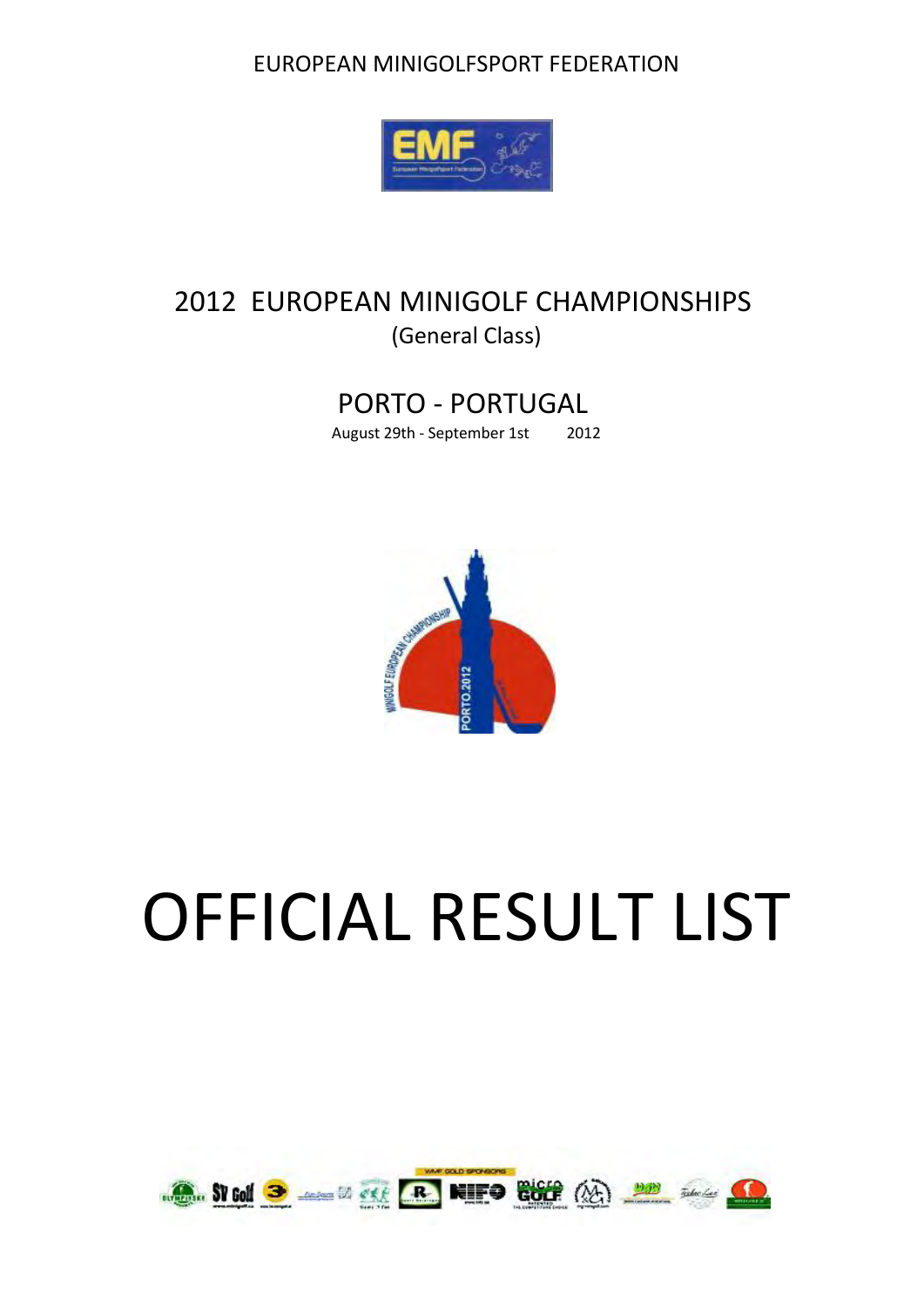EUROPEAN MINIGOLFSPORT FEDERATION

# 2012 EUROPEAN MINIGOLF CHAMPIONSHIPS

(General Class)

## PORTO - PORTUGAL

August 29th - September 1st 2012

# OFFICIAL RESULT LIST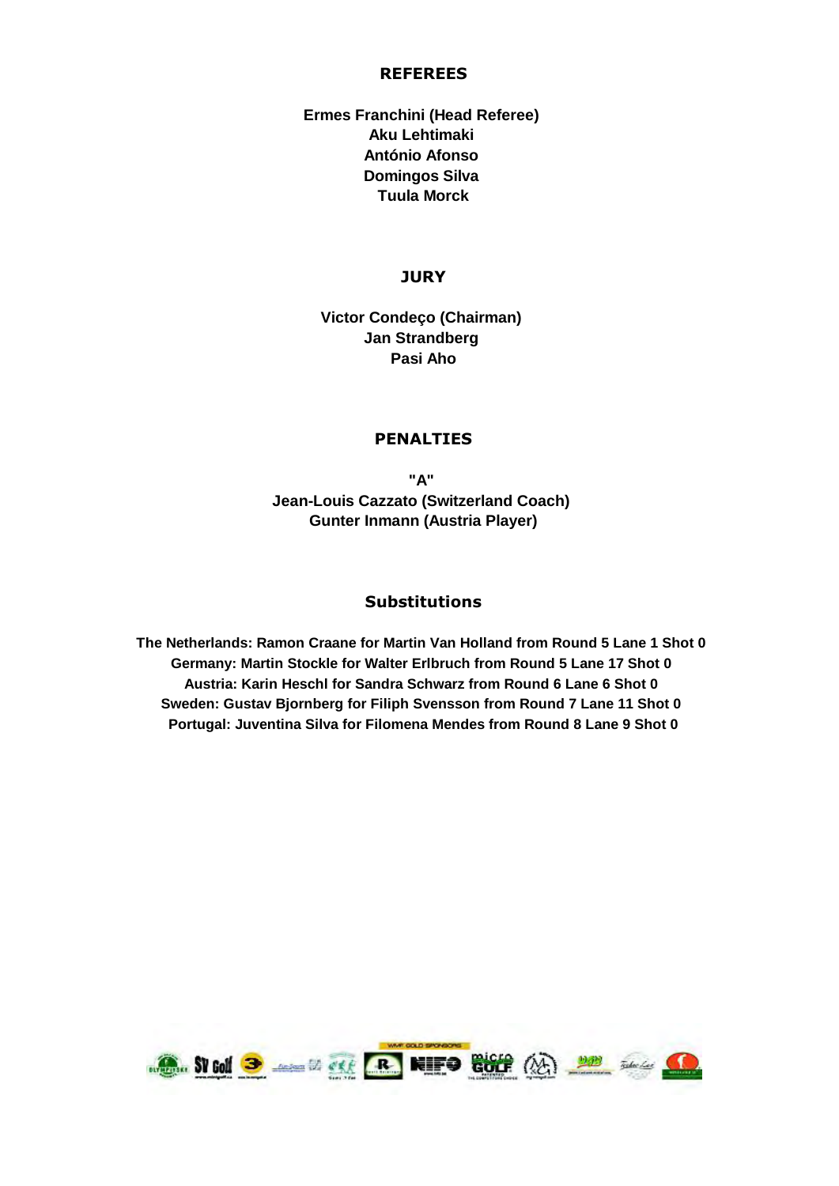## REFEREES

**Ermes Franchini (Head Referee)**
**Aku Lehtimaki**
**António Afonso**
**Domingos Silva**
**Tuula Morck**

## JURY

**Victor Condeço (Chairman)**
**Jan Strandberg**
**Pasi Aho**

## PENALTIES

**"A"**
**Jean-Louis Cazzato (Switzerland Coach)**
**Gunter Inmann (Austria Player)**

## Substitutions

**The Netherlands: Ramon Craane for Martin Van Holland from Round 5 Lane 1 Shot 0**
**Germany: Martin Stockle for Walter Erlbruch from Round 5 Lane 17 Shot 0**
**Austria: Karin Heschl for Sandra Schwarz from Round 6 Lane 6 Shot 0**
**Sweden: Gustav Bjornberg for Filiph Svensson from Round 7 Lane 11 Shot 0**
**Portugal: Juventina Silva for Filomena Mendes from Round 8 Lane 9 Shot 0**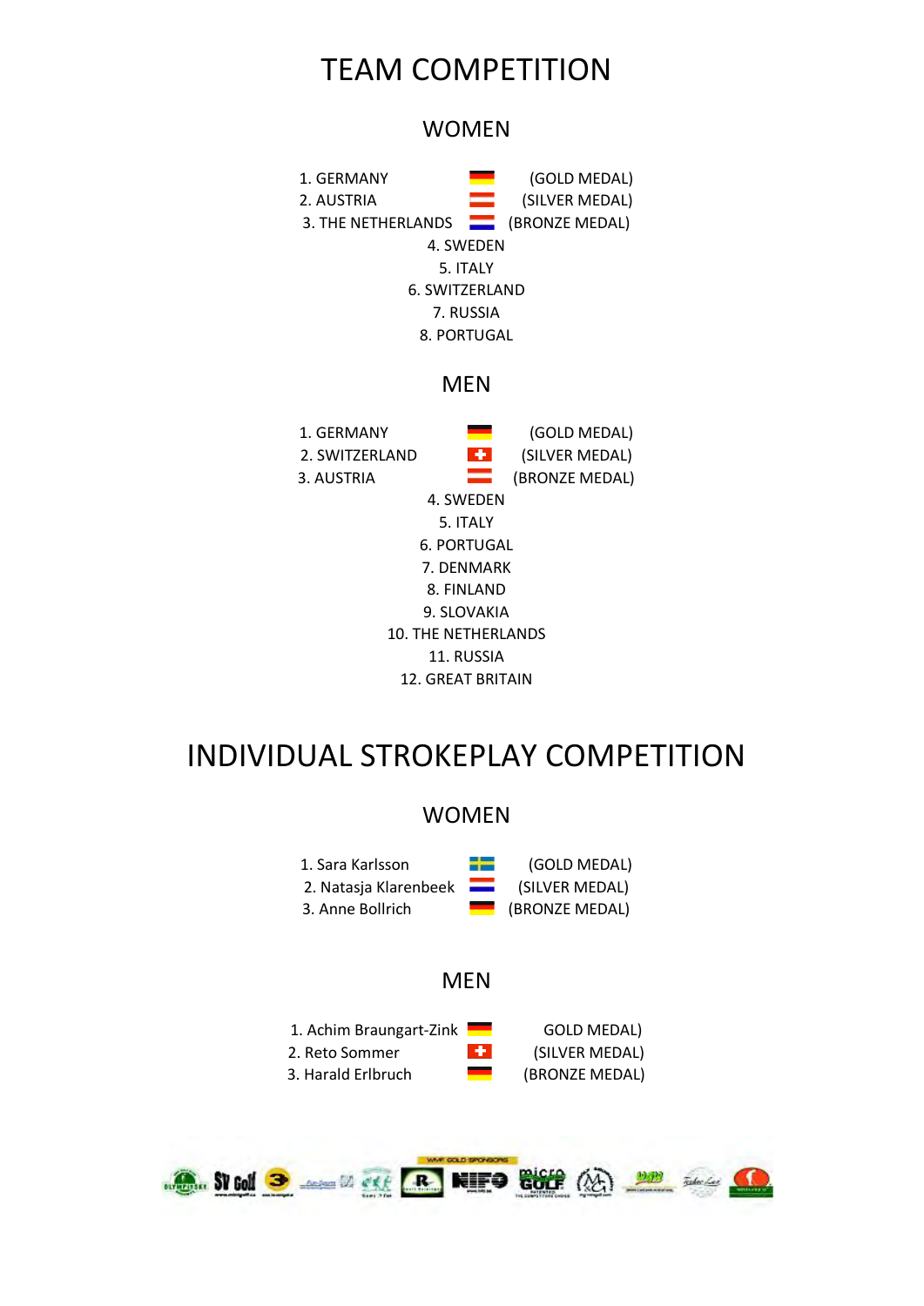# TEAM COMPETITION

## WOMEN

1. GERMANY (GOLD MEDAL)
2. AUSTRIA (SILVER MEDAL)
3. THE NETHERLANDS (BRONZE MEDAL)
4. SWEDEN
5. ITALY
6. SWITZERLAND
7. RUSSIA
8. PORTUGAL

## MEN

1. GERMANY (GOLD MEDAL)
2. SWITZERLAND (SILVER MEDAL)
3. AUSTRIA (BRONZE MEDAL)
4. SWEDEN
5. ITALY
6. PORTUGAL
7. DENMARK
8. FINLAND
9. SLOVAKIA
10. THE NETHERLANDS
11. RUSSIA
12. GREAT BRITAIN

# INDIVIDUAL STROKEPLAY COMPETITION

## WOMEN

1. Sara Karlsson (GOLD MEDAL)
2. Natasja Klarenbeek (SILVER MEDAL)
3. Anne Bollrich (BRONZE MEDAL)

## MEN

1. Achim Braungart-Zink GOLD MEDAL)
2. Reto Sommer (SILVER MEDAL)
3. Harald Erlbruch (BRONZE MEDAL)

WMF GOLD SPONSORS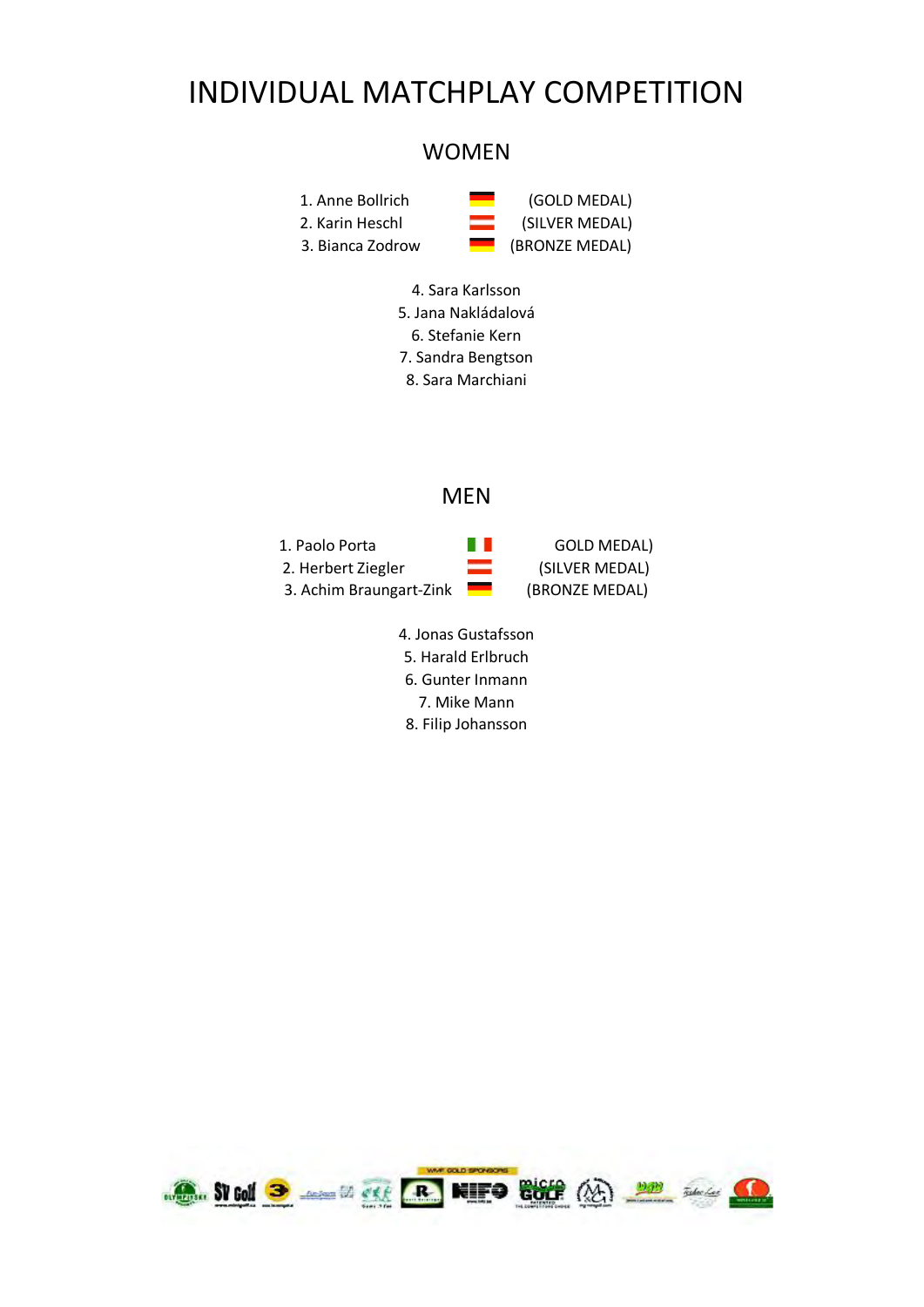# INDIVIDUAL MATCHPLAY COMPETITION

## WOMEN

1. Anne Bollrich (GOLD MEDAL)
2. Karin Heschl (SILVER MEDAL)
3. Bianca Zodrow (BRONZE MEDAL)

4. Sara Karlsson
5. Jana Nakládalová
6. Stefanie Kern
7. Sandra Bengtson
8. Sara Marchiani

## MEN

1. Paolo Porta GOLD MEDAL)
2. Herbert Ziegler (SILVER MEDAL)
3. Achim Braungart-Zink (BRONZE MEDAL)

4. Jonas Gustafsson
5. Harald Erlbruch
6. Gunter Inmann
7. Mike Mann
8. Filip Johansson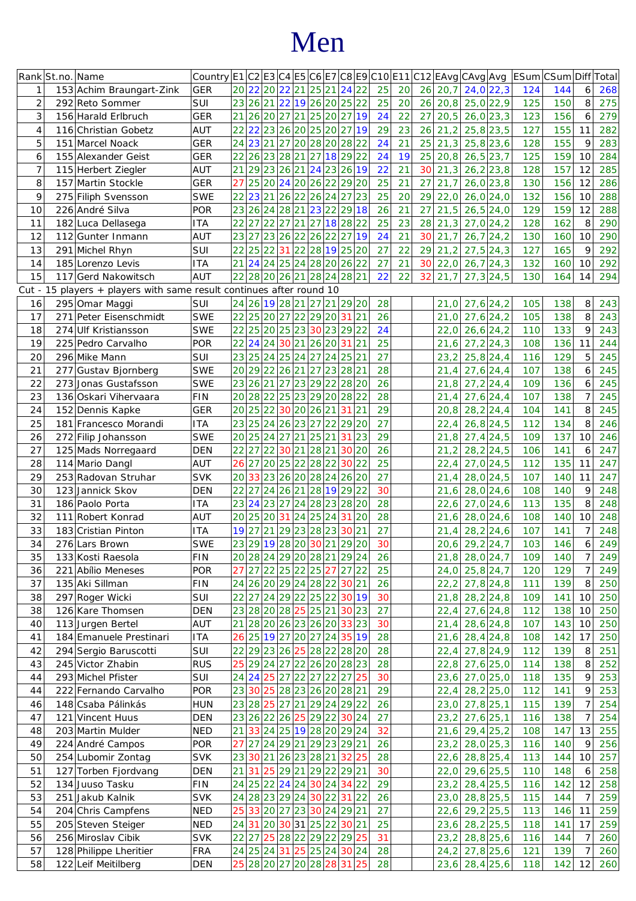# Men

| Rank | St.no. | Name | Country | E1 | C2 | E3 | C4 | E5 | C6 | E7 | C8 | E9 | C10 | E11 | C12 | EAvg | CAvg | Avg | ESum | CSum | Diff | Total |
|---|---|---|---|---|---|---|---|---|---|---|---|---|---|---|---|---|---|---|---|---|---|---|
| 1 | 153 | Achim Braungart-Zink | GER | 20 | 22 | 20 | 22 | 21 | 25 | 21 | 24 | 22 | 25 | 20 | 26 | 20,7 | 24,0 | 22,3 | 124 | 144 | 6 | 268 |
| 2 | 292 | Reto Sommer | SUI | 23 | 26 | 21 | 22 | 19 | 26 | 20 | 25 | 22 | 25 | 20 | 26 | 20,8 | 25,0 | 22,9 | 125 | 150 | 8 | 275 |
| 3 | 156 | Harald Erlbruch | GER | 21 | 26 | 20 | 27 | 21 | 25 | 20 | 27 | 19 | 24 | 22 | 27 | 20,5 | 26,0 | 23,3 | 123 | 156 | 6 | 279 |
| 4 | 116 | Christian Gobetz | AUT | 22 | 22 | 23 | 26 | 20 | 25 | 20 | 27 | 19 | 29 | 23 | 26 | 21,2 | 25,8 | 23,5 | 127 | 155 | 11 | 282 |
| 5 | 151 | Marcel Noack | GER | 24 | 23 | 21 | 27 | 20 | 28 | 20 | 28 | 22 | 24 | 21 | 25 | 21,3 | 25,8 | 23,6 | 128 | 155 | 9 | 283 |
| 6 | 155 | Alexander Geist | GER | 22 | 26 | 23 | 28 | 21 | 27 | 18 | 29 | 22 | 24 | 19 | 25 | 20,8 | 26,5 | 23,7 | 125 | 159 | 10 | 284 |
| 7 | 115 | Herbert Ziegler | AUT | 21 | 29 | 23 | 26 | 21 | 24 | 23 | 26 | 19 | 22 | 21 | 30 | 21,3 | 26,2 | 23,8 | 128 | 157 | 12 | 285 |
| 8 | 157 | Martin Stockle | GER | 27 | 25 | 20 | 24 | 20 | 26 | 22 | 29 | 20 | 25 | 21 | 27 | 21,7 | 26,0 | 23,8 | 130 | 156 | 12 | 286 |
| 9 | 275 | Filiph Svensson | SWE | 22 | 23 | 21 | 26 | 22 | 26 | 24 | 27 | 23 | 25 | 20 | 29 | 22,0 | 26,0 | 24,0 | 132 | 156 | 10 | 288 |
| 10 | 226 | André Silva | POR | 23 | 26 | 24 | 28 | 21 | 23 | 22 | 29 | 18 | 26 | 21 | 27 | 21,5 | 26,5 | 24,0 | 129 | 159 | 12 | 288 |
| 11 | 182 | Luca Dellasega | ITA | 22 | 27 | 22 | 27 | 21 | 27 | 18 | 28 | 22 | 25 | 23 | 28 | 21,3 | 27,0 | 24,2 | 128 | 162 | 8 | 290 |
| 12 | 112 | Gunter Inmann | AUT | 23 | 27 | 23 | 26 | 22 | 26 | 22 | 27 | 19 | 24 | 21 | 30 | 21,7 | 26,7 | 24,2 | 130 | 160 | 10 | 290 |
| 13 | 291 | Michel Rhyn | SUI | 22 | 25 | 22 | 31 | 22 | 28 | 19 | 25 | 20 | 27 | 22 | 29 | 21,2 | 27,5 | 24,3 | 127 | 165 | 9 | 292 |
| 14 | 185 | Lorenzo Levis | ITA | 21 | 24 | 24 | 25 | 24 | 28 | 20 | 26 | 22 | 27 | 21 | 30 | 22,0 | 26,7 | 24,3 | 132 | 160 | 10 | 292 |
| 15 | 117 | Gerd Nakowitsch | AUT | 22 | 28 | 20 | 26 | 21 | 28 | 24 | 28 | 21 | 22 | 22 | 32 | 21,7 | 27,3 | 24,5 | 130 | 164 | 14 | 294 |
| Cut - 15 players + players with same result continues after round 10 | | | | | | | | | | | | | | | | | | | | | | |
| 16 | 295 | Omar Maggi | SUI | 24 | 26 | 19 | 28 | 21 | 27 | 21 | 29 | 20 | 28 | | | 21,0 | 27,6 | 24,2 | 105 | 138 | 8 | 243 |
| 17 | 271 | Peter Eisenschmidt | SWE | 22 | 25 | 20 | 27 | 22 | 29 | 20 | 31 | 21 | 26 | | | 21,0 | 27,6 | 24,2 | 105 | 138 | 8 | 243 |
| 18 | 274 | Ulf Kristiansson | SWE | 22 | 25 | 20 | 25 | 23 | 30 | 23 | 29 | 22 | 24 | | | 22,0 | 26,6 | 24,2 | 110 | 133 | 9 | 243 |
| 19 | 225 | Pedro Carvalho | POR | 22 | 24 | 24 | 30 | 21 | 26 | 20 | 31 | 21 | 25 | | | 21,6 | 27,2 | 24,3 | 108 | 136 | 11 | 244 |
| 20 | 296 | Mike Mann | SUI | 23 | 25 | 24 | 25 | 24 | 27 | 24 | 25 | 21 | 27 | | | 23,2 | 25,8 | 24,4 | 116 | 129 | 5 | 245 |
| 21 | 277 | Gustav Bjornberg | SWE | 20 | 29 | 22 | 26 | 21 | 27 | 23 | 28 | 21 | 28 | | | 21,4 | 27,6 | 24,4 | 107 | 138 | 6 | 245 |
| 22 | 273 | Jonas Gustafsson | SWE | 23 | 26 | 21 | 27 | 23 | 29 | 22 | 28 | 20 | 26 | | | 21,8 | 27,2 | 24,4 | 109 | 136 | 6 | 245 |
| 23 | 136 | Oskari Vihervaara | FIN | 20 | 28 | 22 | 25 | 23 | 29 | 20 | 28 | 22 | 28 | | | 21,4 | 27,6 | 24,4 | 107 | 138 | 7 | 245 |
| 24 | 152 | Dennis Kapke | GER | 20 | 25 | 22 | 30 | 20 | 26 | 21 | 31 | 21 | 29 | | | 20,8 | 28,2 | 24,4 | 104 | 141 | 8 | 245 |
| 25 | 181 | Francesco Morandi | ITA | 23 | 25 | 24 | 26 | 23 | 27 | 22 | 29 | 20 | 27 | | | 22,4 | 26,8 | 24,5 | 112 | 134 | 8 | 246 |
| 26 | 272 | Filip Johansson | SWE | 20 | 25 | 24 | 27 | 21 | 25 | 21 | 31 | 23 | 29 | | | 21,8 | 27,4 | 24,5 | 109 | 137 | 10 | 246 |
| 27 | 125 | Mads Norregaard | DEN | 22 | 27 | 22 | 30 | 21 | 28 | 21 | 30 | 20 | 26 | | | 21,2 | 28,2 | 24,5 | 106 | 141 | 6 | 247 |
| 28 | 114 | Mario Dangl | AUT | 26 | 27 | 20 | 25 | 22 | 28 | 22 | 30 | 22 | 25 | | | 22,4 | 27,0 | 24,5 | 112 | 135 | 11 | 247 |
| 29 | 253 | Radovan Struhar | SVK | 20 | 33 | 23 | 26 | 20 | 28 | 24 | 26 | 20 | 27 | | | 21,4 | 28,0 | 24,5 | 107 | 140 | 11 | 247 |
| 30 | 123 | Jannick Skov | DEN | 22 | 27 | 24 | 26 | 21 | 28 | 19 | 29 | 22 | 30 | | | 21,6 | 28,0 | 24,6 | 108 | 140 | 9 | 248 |
| 31 | 186 | Paolo Porta | ITA | 23 | 24 | 23 | 27 | 24 | 28 | 23 | 28 | 20 | 28 | | | 22,6 | 27,0 | 24,6 | 113 | 135 | 8 | 248 |
| 32 | 111 | Robert Konrad | AUT | 20 | 25 | 20 | 31 | 24 | 25 | 24 | 31 | 20 | 28 | | | 21,6 | 28,0 | 24,6 | 108 | 140 | 10 | 248 |
| 33 | 183 | Cristian Pinton | ITA | 19 | 27 | 21 | 29 | 23 | 28 | 23 | 30 | 21 | 27 | | | 21,4 | 28,2 | 24,6 | 107 | 141 | 7 | 248 |
| 34 | 276 | Lars Brown | SWE | 23 | 29 | 19 | 28 | 20 | 30 | 21 | 29 | 20 | 30 | | | 20,6 | 29,2 | 24,7 | 103 | 146 | 6 | 249 |
| 35 | 133 | Kosti Raesola | FIN | 20 | 28 | 24 | 29 | 20 | 28 | 21 | 29 | 24 | 26 | | | 21,8 | 28,0 | 24,7 | 109 | 140 | 7 | 249 |
| 36 | 221 | Abílio Meneses | POR | 27 | 27 | 22 | 25 | 22 | 25 | 27 | 27 | 22 | 25 | | | 24,0 | 25,8 | 24,7 | 120 | 129 | 7 | 249 |
| 37 | 135 | Aki Sillman | FIN | 24 | 26 | 20 | 29 | 24 | 28 | 22 | 30 | 21 | 26 | | | 22,2 | 27,8 | 24,8 | 111 | 139 | 8 | 250 |
| 38 | 297 | Roger Wicki | SUI | 22 | 27 | 24 | 29 | 22 | 25 | 22 | 30 | 19 | 30 | | | 21,8 | 28,2 | 24,8 | 109 | 141 | 10 | 250 |
| 38 | 126 | Kare Thomsen | DEN | 23 | 28 | 20 | 28 | 25 | 25 | 21 | 30 | 23 | 27 | | | 22,4 | 27,6 | 24,8 | 112 | 138 | 10 | 250 |
| 40 | 113 | Jurgen Bertel | AUT | 21 | 28 | 20 | 26 | 23 | 26 | 20 | 33 | 23 | 30 | | | 21,4 | 28,6 | 24,8 | 107 | 143 | 10 | 250 |
| 41 | 184 | Emanuele Prestinari | ITA | 26 | 25 | 19 | 27 | 20 | 27 | 24 | 35 | 19 | 28 | | | 21,6 | 28,4 | 24,8 | 108 | 142 | 17 | 250 |
| 42 | 294 | Sergio Baruscotti | SUI | 22 | 29 | 23 | 26 | 25 | 28 | 22 | 28 | 20 | 28 | | | 22,4 | 27,8 | 24,9 | 112 | 139 | 8 | 251 |
| 43 | 245 | Victor Zhabin | RUS | 25 | 29 | 24 | 27 | 22 | 26 | 20 | 28 | 23 | 28 | | | 22,8 | 27,6 | 25,0 | 114 | 138 | 8 | 252 |
| 44 | 293 | Michel Pfister | SUI | 24 | 24 | 25 | 27 | 22 | 27 | 22 | 27 | 25 | 30 | | | 23,6 | 27,0 | 25,0 | 118 | 135 | 9 | 253 |
| 44 | 222 | Fernando Carvalho | POR | 23 | 30 | 25 | 28 | 23 | 26 | 20 | 28 | 21 | 29 | | | 22,4 | 28,2 | 25,0 | 112 | 141 | 9 | 253 |
| 46 | 148 | Csaba Pálinkás | HUN | 23 | 28 | 25 | 27 | 21 | 29 | 24 | 29 | 22 | 26 | | | 23,0 | 27,8 | 25,1 | 115 | 139 | 7 | 254 |
| 47 | 121 | Vincent Huus | DEN | 23 | 26 | 22 | 26 | 25 | 29 | 22 | 30 | 24 | 27 | | | 23,2 | 27,6 | 25,1 | 116 | 138 | 7 | 254 |
| 48 | 203 | Martin Mulder | NED | 21 | 33 | 24 | 25 | 19 | 28 | 20 | 29 | 24 | 32 | | | 21,6 | 29,4 | 25,2 | 108 | 147 | 13 | 255 |
| 49 | 224 | André Campos | POR | 27 | 27 | 24 | 29 | 21 | 29 | 23 | 29 | 21 | 26 | | | 23,2 | 28,0 | 25,3 | 116 | 140 | 9 | 256 |
| 50 | 254 | Lubomir Zontag | SVK | 23 | 30 | 21 | 26 | 23 | 28 | 21 | 32 | 25 | 28 | | | 22,6 | 28,8 | 25,4 | 113 | 144 | 10 | 257 |
| 51 | 127 | Torben Fjordvang | DEN | 21 | 31 | 25 | 29 | 21 | 29 | 22 | 29 | 21 | 30 | | | 22,0 | 29,6 | 25,5 | 110 | 148 | 6 | 258 |
| 52 | 134 | Juuso Tasku | FIN | 24 | 25 | 22 | 24 | 24 | 30 | 24 | 34 | 22 | 29 | | | 23,2 | 28,4 | 25,5 | 116 | 142 | 12 | 258 |
| 53 | 251 | Jakub Kalnik | SVK | 24 | 28 | 23 | 29 | 24 | 30 | 22 | 31 | 22 | 26 | | | 23,0 | 28,8 | 25,5 | 115 | 144 | 7 | 259 |
| 54 | 204 | Chris Campfens | NED | 25 | 33 | 20 | 27 | 23 | 30 | 24 | 29 | 21 | 27 | | | 22,6 | 29,2 | 25,5 | 113 | 146 | 11 | 259 |
| 55 | 205 | Steven Steiger | NED | 24 | 31 | 20 | 30 | 31 | 25 | 22 | 30 | 21 | 25 | | | 23,6 | 28,2 | 25,5 | 118 | 141 | 17 | 259 |
| 56 | 256 | Miroslav Cibik | SVK | 22 | 27 | 25 | 28 | 22 | 29 | 22 | 29 | 25 | 31 | | | 23,2 | 28,8 | 25,6 | 116 | 144 | 7 | 260 |
| 57 | 128 | Philippe Lheritier | FRA | 24 | 25 | 24 | 31 | 25 | 25 | 24 | 30 | 24 | 28 | | | 24,2 | 27,8 | 25,6 | 121 | 139 | 7 | 260 |
| 58 | 122 | Leif Meitilberg | DEN | 25 | 28 | 20 | 27 | 20 | 28 | 28 | 31 | 25 | 28 | | | 23,6 | 28,4 | 25,6 | 118 | 142 | 12 | 260 |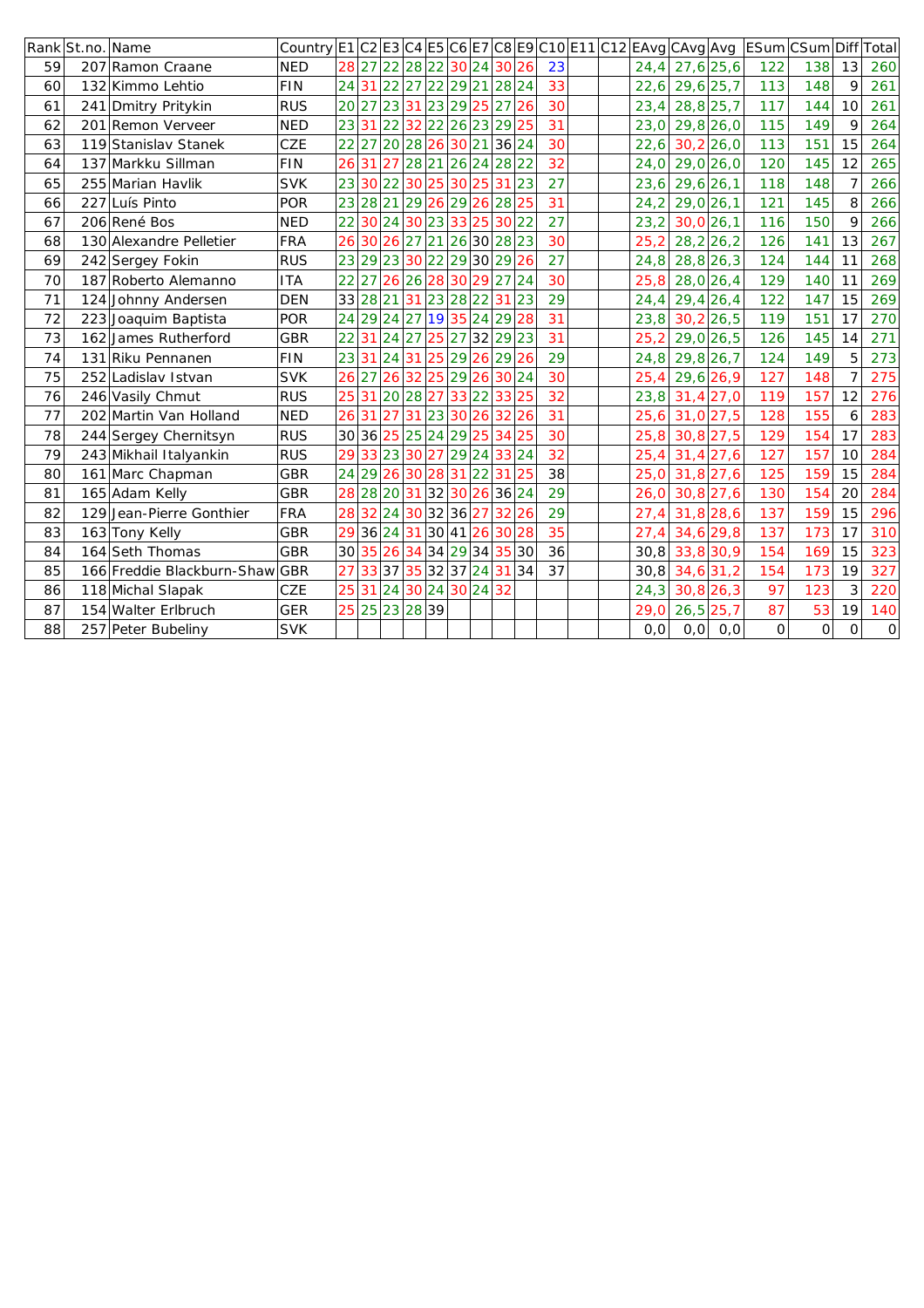| Rank | St.no. | Name | Country | E1 | C2 | E3 | C4 | E5 | C6 | E7 | C8 | E9 | C10 | E11 | C12 | EAvg | CAvg | Avg | ESum | CSum | Diff | Total |
|---|---|---|---|---|---|---|---|---|---|---|---|---|---|---|---|---|---|---|---|---|---|---|
| 59 | 207 | Ramon Craane | NED | 28 | 27 | 22 | 28 | 22 | 30 | 24 | 30 | 26 | 23 | | | 24,4 | 27,6 | 25,6 | 122 | 138 | 13 | 260 |
| 60 | 132 | Kimmo Lehtio | FIN | 24 | 31 | 22 | 27 | 22 | 29 | 21 | 28 | 24 | 33 | | | 22,6 | 29,6 | 25,7 | 113 | 148 | 9 | 261 |
| 61 | 241 | Dmitry Pritykin | RUS | 20 | 27 | 23 | 31 | 23 | 29 | 25 | 27 | 26 | 30 | | | 23,4 | 28,8 | 25,7 | 117 | 144 | 10 | 261 |
| 62 | 201 | Remon Verveer | NED | 23 | 31 | 22 | 32 | 22 | 26 | 23 | 29 | 25 | 31 | | | 23,0 | 29,8 | 26,0 | 115 | 149 | 9 | 264 |
| 63 | 119 | Stanislav Stanek | CZE | 22 | 27 | 20 | 28 | 26 | 30 | 21 | 36 | 24 | 30 | | | 22,6 | 30,2 | 26,0 | 113 | 151 | 15 | 264 |
| 64 | 137 | Markku Sillman | FIN | 26 | 31 | 27 | 28 | 21 | 26 | 24 | 28 | 22 | 32 | | | 24,0 | 29,0 | 26,0 | 120 | 145 | 12 | 265 |
| 65 | 255 | Marian Havlik | SVK | 23 | 30 | 22 | 30 | 25 | 30 | 25 | 31 | 23 | 27 | | | 23,6 | 29,6 | 26,1 | 118 | 148 | 7 | 266 |
| 66 | 227 | Luís Pinto | POR | 23 | 28 | 21 | 29 | 26 | 29 | 26 | 28 | 25 | 31 | | | 24,2 | 29,0 | 26,1 | 121 | 145 | 8 | 266 |
| 67 | 206 | René Bos | NED | 22 | 30 | 24 | 30 | 23 | 33 | 25 | 30 | 22 | 27 | | | 23,2 | 30,0 | 26,1 | 116 | 150 | 9 | 266 |
| 68 | 130 | Alexandre Pelletier | FRA | 26 | 30 | 26 | 27 | 21 | 26 | 30 | 28 | 23 | 30 | | | 25,2 | 28,2 | 26,2 | 126 | 141 | 13 | 267 |
| 69 | 242 | Sergey Fokin | RUS | 23 | 29 | 23 | 30 | 22 | 29 | 30 | 29 | 26 | 27 | | | 24,8 | 28,8 | 26,3 | 124 | 144 | 11 | 268 |
| 70 | 187 | Roberto Alemanno | ITA | 22 | 27 | 26 | 26 | 28 | 30 | 29 | 27 | 24 | 30 | | | 25,8 | 28,0 | 26,4 | 129 | 140 | 11 | 269 |
| 71 | 124 | Johnny Andersen | DEN | 33 | 28 | 21 | 31 | 23 | 28 | 22 | 31 | 23 | 29 | | | 24,4 | 29,4 | 26,4 | 122 | 147 | 15 | 269 |
| 72 | 223 | Joaquim Baptista | POR | 24 | 29 | 24 | 27 | 19 | 35 | 24 | 29 | 28 | 31 | | | 23,8 | 30,2 | 26,5 | 119 | 151 | 17 | 270 |
| 73 | 162 | James Rutherford | GBR | 22 | 31 | 24 | 27 | 25 | 27 | 32 | 29 | 23 | 31 | | | 25,2 | 29,0 | 26,5 | 126 | 145 | 14 | 271 |
| 74 | 131 | Riku Pennanen | FIN | 23 | 31 | 24 | 31 | 25 | 29 | 26 | 29 | 26 | 29 | | | 24,8 | 29,8 | 26,7 | 124 | 149 | 5 | 273 |
| 75 | 252 | Ladislav Istvan | SVK | 26 | 27 | 26 | 32 | 25 | 29 | 26 | 30 | 24 | 30 | | | 25,4 | 29,6 | 26,9 | 127 | 148 | 7 | 275 |
| 76 | 246 | Vasily Chmut | RUS | 25 | 31 | 20 | 28 | 27 | 33 | 22 | 33 | 25 | 32 | | | 23,8 | 31,4 | 27,0 | 119 | 157 | 12 | 276 |
| 77 | 202 | Martin Van Holland | NED | 26 | 31 | 27 | 31 | 23 | 30 | 26 | 32 | 26 | 31 | | | 25,6 | 31,0 | 27,5 | 128 | 155 | 6 | 283 |
| 78 | 244 | Sergey Chernitsyn | RUS | 30 | 36 | 25 | 25 | 24 | 29 | 25 | 34 | 25 | 30 | | | 25,8 | 30,8 | 27,5 | 129 | 154 | 17 | 283 |
| 79 | 243 | Mikhail Italyankin | RUS | 29 | 33 | 23 | 30 | 27 | 29 | 24 | 33 | 24 | 32 | | | 25,4 | 31,4 | 27,6 | 127 | 157 | 10 | 284 |
| 80 | 161 | Marc Chapman | GBR | 24 | 29 | 26 | 30 | 28 | 31 | 22 | 31 | 25 | 38 | | | 25,0 | 31,8 | 27,6 | 125 | 159 | 15 | 284 |
| 81 | 165 | Adam Kelly | GBR | 28 | 28 | 20 | 31 | 32 | 30 | 26 | 36 | 24 | 29 | | | 26,0 | 30,8 | 27,6 | 130 | 154 | 20 | 284 |
| 82 | 129 | Jean-Pierre Gonthier | FRA | 28 | 32 | 24 | 30 | 32 | 36 | 27 | 32 | 26 | 29 | | | 27,4 | 31,8 | 28,6 | 137 | 159 | 15 | 296 |
| 83 | 163 | Tony Kelly | GBR | 29 | 36 | 24 | 31 | 30 | 41 | 26 | 30 | 28 | 35 | | | 27,4 | 34,6 | 29,8 | 137 | 173 | 17 | 310 |
| 84 | 164 | Seth Thomas | GBR | 30 | 35 | 26 | 34 | 34 | 29 | 34 | 35 | 30 | 36 | | | 30,8 | 33,8 | 30,9 | 154 | 169 | 15 | 323 |
| 85 | 166 | Freddie Blackburn-Shaw | GBR | 27 | 33 | 37 | 35 | 32 | 37 | 24 | 31 | 34 | 37 | | | 30,8 | 34,6 | 31,2 | 154 | 173 | 19 | 327 |
| 86 | 118 | Michal Slapak | CZE | 25 | 31 | 24 | 30 | 24 | 30 | 24 | 32 | | | | | 24,3 | 30,8 | 26,3 | 97 | 123 | 3 | 220 |
| 87 | 154 | Walter Erlbruch | GER | 25 | 25 | 23 | 28 | 39 | | | | | | | | 29,0 | 26,5 | 25,7 | 87 | 53 | 19 | 140 |
| 88 | 257 | Peter Bubeliny | SVK | | | | | | | | | | | | | 0,0 | 0,0 | 0,0 | 0 | 0 | 0 | 0 |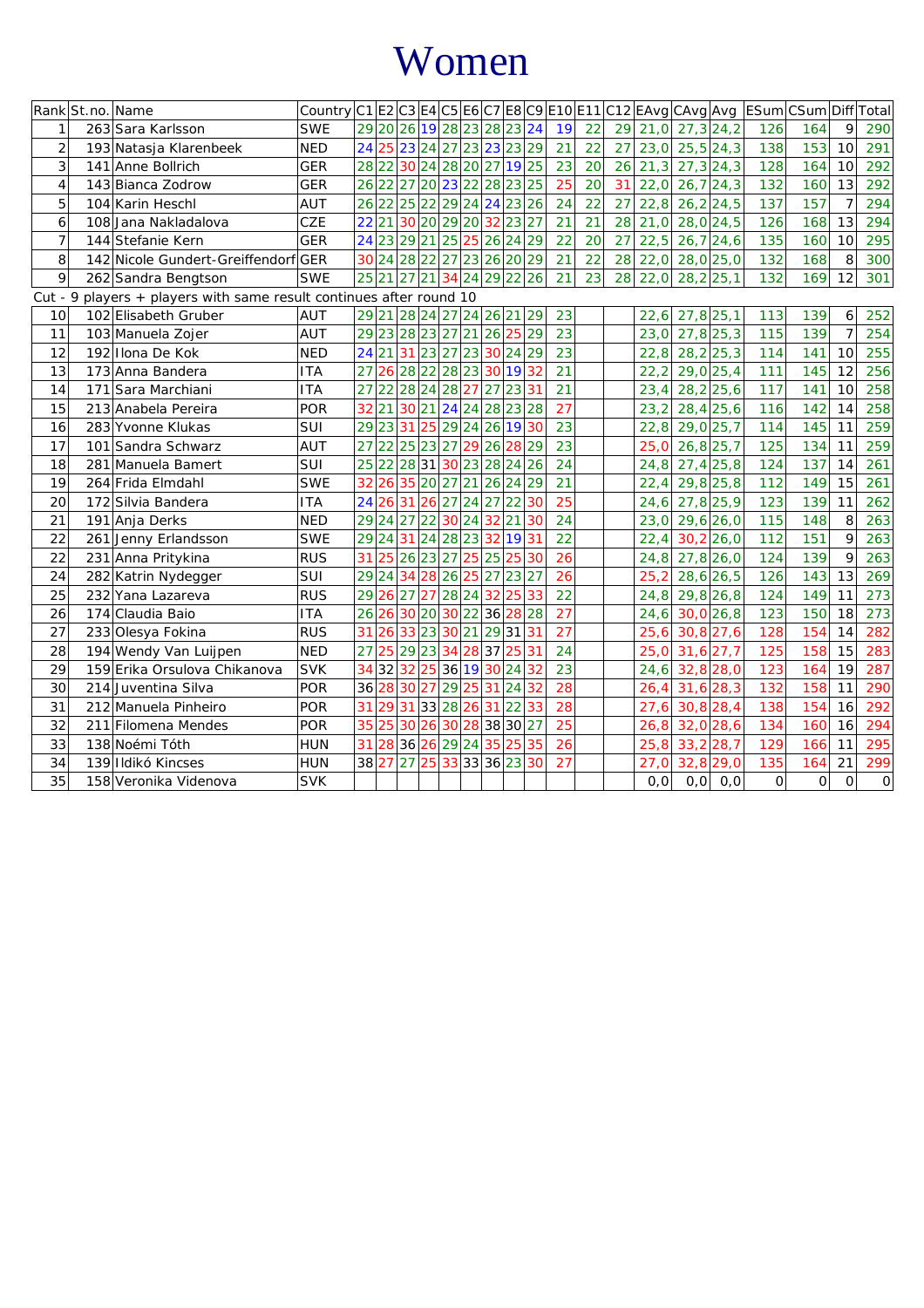# Women

| Rank | St.no. | Name | Country | C1 | E2 | C3 | E4 | C5 | E6 | C7 | E8 | C9 | E10 | E11 | C12 | EAvg | CAvg | Avg | ESum | CSum | Diff | Total |
|---|---|---|---|---|---|---|---|---|---|---|---|---|---|---|---|---|---|---|---|---|---|---|
| 1 | 263 | Sara Karlsson | SWE | 29 | 20 | 26 | 19 | 28 | 23 | 28 | 23 | 24 | 19 | 22 | 29 | 21,0 | 27,3 | 24,2 | 126 | 164 | 9 | 290 |
| 2 | 193 | Natasja Klarenbeek | NED | 24 | 25 | 23 | 24 | 27 | 23 | 23 | 23 | 29 | 21 | 22 | 27 | 23,0 | 25,5 | 24,3 | 138 | 153 | 10 | 291 |
| 3 | 141 | Anne Bollrich | GER | 28 | 22 | 30 | 24 | 28 | 20 | 27 | 19 | 25 | 23 | 20 | 26 | 21,3 | 27,3 | 24,3 | 128 | 164 | 10 | 292 |
| 4 | 143 | Bianca Zodrow | GER | 26 | 22 | 27 | 20 | 23 | 22 | 28 | 23 | 25 | 25 | 20 | 31 | 22,0 | 26,7 | 24,3 | 132 | 160 | 13 | 292 |
| 5 | 104 | Karin Heschl | AUT | 26 | 22 | 25 | 22 | 29 | 24 | 24 | 23 | 26 | 24 | 22 | 27 | 22,8 | 26,2 | 24,5 | 137 | 157 | 7 | 294 |
| 6 | 108 | Jana Nakladalova | CZE | 22 | 21 | 30 | 20 | 29 | 20 | 32 | 23 | 27 | 21 | 21 | 28 | 21,0 | 28,0 | 24,5 | 126 | 168 | 13 | 294 |
| 7 | 144 | Stefanie Kern | GER | 24 | 23 | 29 | 21 | 25 | 25 | 26 | 24 | 29 | 22 | 20 | 27 | 22,5 | 26,7 | 24,6 | 135 | 160 | 10 | 295 |
| 8 | 142 | Nicole Gundert-Greiffendorf | GER | 30 | 24 | 28 | 22 | 27 | 23 | 26 | 20 | 29 | 21 | 22 | 28 | 22,0 | 28,0 | 25,0 | 132 | 168 | 8 | 300 |
| 9 | 262 | Sandra Bengtson | SWE | 25 | 21 | 27 | 21 | 34 | 24 | 29 | 22 | 26 | 21 | 23 | 28 | 22,0 | 28,2 | 25,1 | 132 | 169 | 12 | 301 |
| Cut - 9 players + players with same result continues after round 10 | | | | | | | | | | | | | | | | | | | | | | |
| 10 | 102 | Elisabeth Gruber | AUT | 29 | 21 | 28 | 24 | 27 | 24 | 26 | 21 | 29 | 23 | | | 22,6 | 27,8 | 25,1 | 113 | 139 | 6 | 252 |
| 11 | 103 | Manuela Zojer | AUT | 29 | 23 | 28 | 23 | 27 | 21 | 26 | 25 | 29 | 23 | | | 23,0 | 27,8 | 25,3 | 115 | 139 | 7 | 254 |
| 12 | 192 | Ilona De Kok | NED | 24 | 21 | 31 | 23 | 27 | 23 | 30 | 24 | 29 | 23 | | | 22,8 | 28,2 | 25,3 | 114 | 141 | 10 | 255 |
| 13 | 173 | Anna Bandera | ITA | 27 | 26 | 28 | 22 | 28 | 23 | 30 | 19 | 32 | 21 | | | 22,2 | 29,0 | 25,4 | 111 | 145 | 12 | 256 |
| 14 | 171 | Sara Marchiani | ITA | 27 | 22 | 28 | 24 | 28 | 27 | 27 | 23 | 31 | 21 | | | 23,4 | 28,2 | 25,6 | 117 | 141 | 10 | 258 |
| 15 | 213 | Anabela Pereira | POR | 32 | 21 | 30 | 21 | 24 | 24 | 28 | 23 | 28 | 27 | | | 23,2 | 28,4 | 25,6 | 116 | 142 | 14 | 258 |
| 16 | 283 | Yvonne Klukas | SUI | 29 | 23 | 31 | 25 | 29 | 24 | 26 | 19 | 30 | 23 | | | 22,8 | 29,0 | 25,7 | 114 | 145 | 11 | 259 |
| 17 | 101 | Sandra Schwarz | AUT | 27 | 22 | 25 | 23 | 27 | 29 | 26 | 28 | 29 | 23 | | | 25,0 | 26,8 | 25,7 | 125 | 134 | 11 | 259 |
| 18 | 281 | Manuela Bamert | SUI | 25 | 22 | 28 | 31 | 30 | 23 | 28 | 24 | 26 | 24 | | | 24,8 | 27,4 | 25,8 | 124 | 137 | 14 | 261 |
| 19 | 264 | Frida Elmdahl | SWE | 32 | 26 | 35 | 20 | 27 | 21 | 26 | 24 | 29 | 21 | | | 22,4 | 29,8 | 25,8 | 112 | 149 | 15 | 261 |
| 20 | 172 | Silvia Bandera | ITA | 24 | 26 | 31 | 26 | 27 | 24 | 27 | 22 | 30 | 25 | | | 24,6 | 27,8 | 25,9 | 123 | 139 | 11 | 262 |
| 21 | 191 | Anja Derks | NED | 29 | 24 | 27 | 22 | 30 | 24 | 32 | 21 | 30 | 24 | | | 23,0 | 29,6 | 26,0 | 115 | 148 | 8 | 263 |
| 22 | 261 | Jenny Erlandsson | SWE | 29 | 24 | 31 | 24 | 28 | 23 | 32 | 19 | 31 | 22 | | | 22,4 | 30,2 | 26,0 | 112 | 151 | 9 | 263 |
| 22 | 231 | Anna Pritykina | RUS | 31 | 25 | 26 | 23 | 27 | 25 | 25 | 25 | 30 | 26 | | | 24,8 | 27,8 | 26,0 | 124 | 139 | 9 | 263 |
| 24 | 282 | Katrin Nydegger | SUI | 29 | 24 | 34 | 28 | 26 | 25 | 27 | 23 | 27 | 26 | | | 25,2 | 28,6 | 26,5 | 126 | 143 | 13 | 269 |
| 25 | 232 | Yana Lazareva | RUS | 29 | 26 | 27 | 27 | 28 | 24 | 32 | 25 | 33 | 22 | | | 24,8 | 29,8 | 26,8 | 124 | 149 | 11 | 273 |
| 26 | 174 | Claudia Baio | ITA | 26 | 26 | 30 | 20 | 30 | 22 | 36 | 28 | 28 | 27 | | | 24,6 | 30,0 | 26,8 | 123 | 150 | 18 | 273 |
| 27 | 233 | Olesya Fokina | RUS | 31 | 26 | 33 | 23 | 30 | 21 | 29 | 31 | 31 | 27 | | | 25,6 | 30,8 | 27,6 | 128 | 154 | 14 | 282 |
| 28 | 194 | Wendy Van Luijpen | NED | 27 | 25 | 29 | 23 | 34 | 28 | 37 | 25 | 31 | 24 | | | 25,0 | 31,6 | 27,7 | 125 | 158 | 15 | 283 |
| 29 | 159 | Erika Orsulova Chikanova | SVK | 34 | 32 | 32 | 25 | 36 | 19 | 30 | 24 | 32 | 23 | | | 24,6 | 32,8 | 28,0 | 123 | 164 | 19 | 287 |
| 30 | 214 | Juventina Silva | POR | 36 | 28 | 30 | 27 | 29 | 25 | 31 | 24 | 32 | 28 | | | 26,4 | 31,6 | 28,3 | 132 | 158 | 11 | 290 |
| 31 | 212 | Manuela Pinheiro | POR | 31 | 29 | 31 | 33 | 28 | 26 | 31 | 22 | 33 | 28 | | | 27,6 | 30,8 | 28,4 | 138 | 154 | 16 | 292 |
| 32 | 211 | Filomena Mendes | POR | 35 | 25 | 30 | 26 | 30 | 28 | 38 | 30 | 27 | 25 | | | 26,8 | 32,0 | 28,6 | 134 | 160 | 16 | 294 |
| 33 | 138 | Noémi Tóth | HUN | 31 | 28 | 36 | 26 | 29 | 24 | 35 | 25 | 35 | 26 | | | 25,8 | 33,2 | 28,7 | 129 | 166 | 11 | 295 |
| 34 | 139 | Ildikó Kincses | HUN | 38 | 27 | 27 | 25 | 33 | 33 | 36 | 23 | 30 | 27 | | | 27,0 | 32,8 | 29,0 | 135 | 164 | 21 | 299 |
| 35 | 158 | Veronika Videnova | SVK | | | | | | | | | | | | | 0,0 | 0,0 | 0,0 | 0 | 0 | 0 | 0 |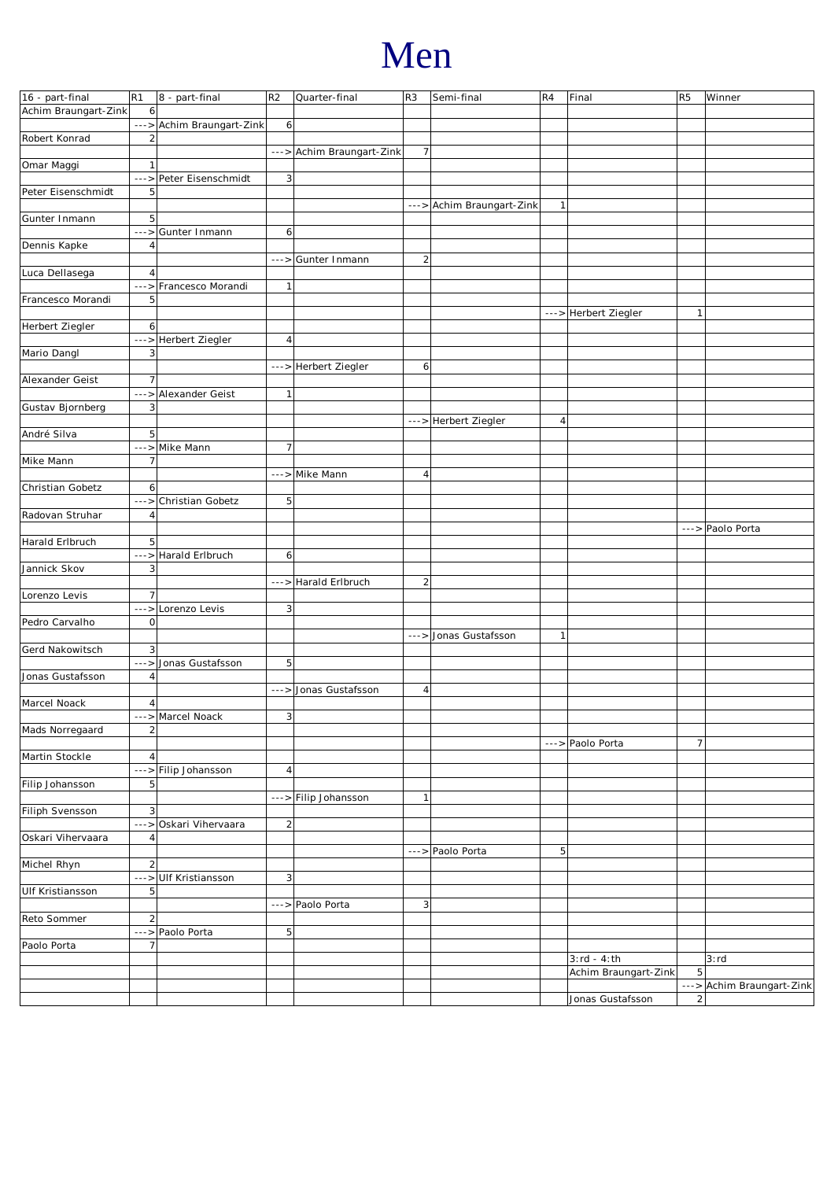# Men

| 16 - part-final | R1 | 8 - part-final | R2 | Quarter-final | R3 | Semi-final | R4 | Final | R5 | Winner |
|---|---|---|---|---|---|---|---|---|---|---|
| Achim Braungart-Zink | 6 | | | | | | | | | |
| | ---> | Achim Braungart-Zink | 6 | | | | | | | |
| Robert Konrad | 2 | | | | | | | | | |
| | | | ---> | Achim Braungart-Zink | 7 | | | | | |
| Omar Maggi | 1 | | | | | | | | | |
| | ---> | Peter Eisenschmidt | 3 | | | | | | | |
| Peter Eisenschmidt | 5 | | | | | | | | | |
| | | | | | ---> | Achim Braungart-Zink | 1 | | | |
| Gunter Inmann | 5 | | | | | | | | | |
| | ---> | Gunter Inmann | 6 | | | | | | | |
| Dennis Kapke | 4 | | | | | | | | | |
| | | | ---> | Gunter Inmann | 2 | | | | | |
| Luca Dellasega | 4 | | | | | | | | | |
| | ---> | Francesco Morandi | 1 | | | | | | | |
| Francesco Morandi | 5 | | | | | | | | | |
| | | | | | | | ---> | Herbert Ziegler | 1 | |
| Herbert Ziegler | 6 | | | | | | | | | |
| | ---> | Herbert Ziegler | 4 | | | | | | | |
| Mario Dangl | 3 | | | | | | | | | |
| | | | ---> | Herbert Ziegler | 6 | | | | | |
| Alexander Geist | 7 | | | | | | | | | |
| | ---> | Alexander Geist | 1 | | | | | | | |
| Gustav Bjornberg | 3 | | | | | | | | | |
| | | | | | ---> | Herbert Ziegler | 4 | | | |
| André Silva | 5 | | | | | | | | | |
| | ---> | Mike Mann | 7 | | | | | | | |
| Mike Mann | 7 | | | | | | | | | |
| | | | ---> | Mike Mann | 4 | | | | | |
| Christian Gobetz | 6 | | | | | | | | | |
| | ---> | Christian Gobetz | 5 | | | | | | | |
| Radovan Struhar | 4 | | | | | | | | | |
| | | | | | | | | | ---> | Paolo Porta |
| Harald Erlbruch | 5 | | | | | | | | | |
| | ---> | Harald Erlbruch | 6 | | | | | | | |
| Jannick Skov | 3 | | | | | | | | | |
| | | | ---> | Harald Erlbruch | 2 | | | | | |
| Lorenzo Levis | 7 | | | | | | | | | |
| | ---> | Lorenzo Levis | 3 | | | | | | | |
| Pedro Carvalho | 0 | | | | | | | | | |
| | | | | | ---> | Jonas Gustafsson | 1 | | | |
| Gerd Nakowitsch | 3 | | | | | | | | | |
| | ---> | Jonas Gustafsson | 5 | | | | | | | |
| Jonas Gustafsson | 4 | | | | | | | | | |
| | | | ---> | Jonas Gustafsson | 4 | | | | | |
| Marcel Noack | 4 | | | | | | | | | |
| | ---> | Marcel Noack | 3 | | | | | | | |
| Mads Norregaard | 2 | | | | | | | | | |
| | | | | | | | ---> | Paolo Porta | 7 | |
| Martin Stockle | 4 | | | | | | | | | |
| | ---> | Filip Johansson | 4 | | | | | | | |
| Filip Johansson | 5 | | | | | | | | | |
| | | | ---> | Filip Johansson | 1 | | | | | |
| Filiph Svensson | 3 | | | | | | | | | |
| | ---> | Oskari Vihervaara | 2 | | | | | | | |
| Oskari Vihervaara | 4 | | | | | | | | | |
| | | | | | ---> | Paolo Porta | 5 | | | |
| Michel Rhyn | 2 | | | | | | | | | |
| | ---> | Ulf Kristiansson | 3 | | | | | | | |
| Ulf Kristiansson | 5 | | | | | | | | | |
| | | | ---> | Paolo Porta | 3 | | | | | |
| Reto Sommer | 2 | | | | | | | | | |
| | ---> | Paolo Porta | 5 | | | | | | | |
| Paolo Porta | 7 | | | | | | | | | |
| | | | | | | | | 3:rd - 4:th | | 3:rd |
| | | | | | | | | Achim Braungart-Zink | 5 | |
| | | | | | | | | | ---> | Achim Braungart-Zink |
| | | | | | | | | Jonas Gustafsson | 2 | |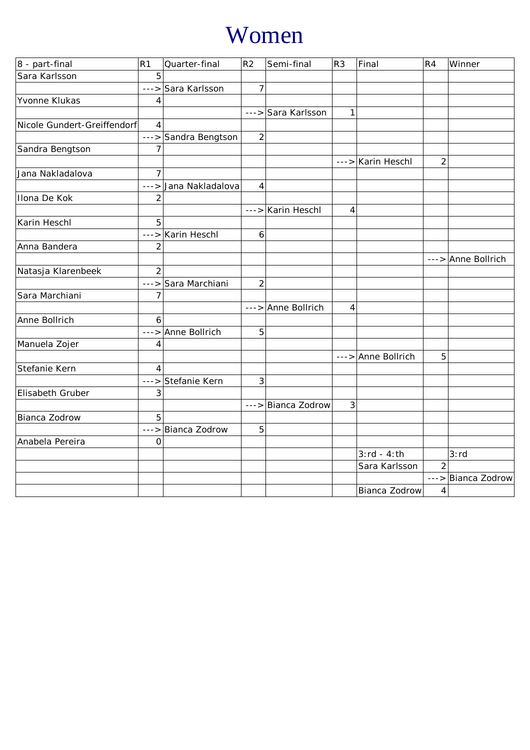# Women

| 8 - part-final | R1 | Quarter-final | R2 | Semi-final | R3 | Final | R4 | Winner |
|---|---|---|---|---|---|---|---|---|
| Sara Karlsson | 5 | | | | | | | |
| | ---> | Sara Karlsson | 7 | | | | | |
| Yvonne Klukas | 4 | | | | | | | |
| | | | ---> | Sara Karlsson | 1 | | | |
| Nicole Gundert-Greiffendorf | 4 | | | | | | | |
| | ---> | Sandra Bengtson | 2 | | | | | |
| Sandra Bengtson | 7 | | | | | | | |
| | | | | | ---> | Karin Heschl | 2 | |
| Jana Nakladalova | 7 | | | | | | | |
| | ---> | Jana Nakladalova | 4 | | | | | |
| Ilona De Kok | 2 | | | | | | | |
| | | | ---> | Karin Heschl | 4 | | | |
| Karin Heschl | 5 | | | | | | | |
| | ---> | Karin Heschl | 6 | | | | | |
| Anna Bandera | 2 | | | | | | | |
| | | | | | | | ---> | Anne Bollrich |
| Natasja Klarenbeek | 2 | | | | | | | |
| | ---> | Sara Marchiani | 2 | | | | | |
| Sara Marchiani | 7 | | | | | | | |
| | | | ---> | Anne Bollrich | 4 | | | |
| Anne Bollrich | 6 | | | | | | | |
| | ---> | Anne Bollrich | 5 | | | | | |
| Manuela Zojer | 4 | | | | | | | |
| | | | | | ---> | Anne Bollrich | 5 | |
| Stefanie Kern | 4 | | | | | | | |
| | ---> | Stefanie Kern | 3 | | | | | |
| Elisabeth Gruber | 3 | | | | | | | |
| | | | ---> | Bianca Zodrow | 3 | | | |
| Bianca Zodrow | 5 | | | | | | | |
| | ---> | Bianca Zodrow | 5 | | | | | |
| Anabela Pereira | 0 | | | | | | | |
| | | | | | | 3:rd - 4:th | | 3:rd |
| | | | | | | Sara Karlsson | 2 | |
| | | | | | | | ---> | Bianca Zodrow |
| | | | | | | Bianca Zodrow | 4 | |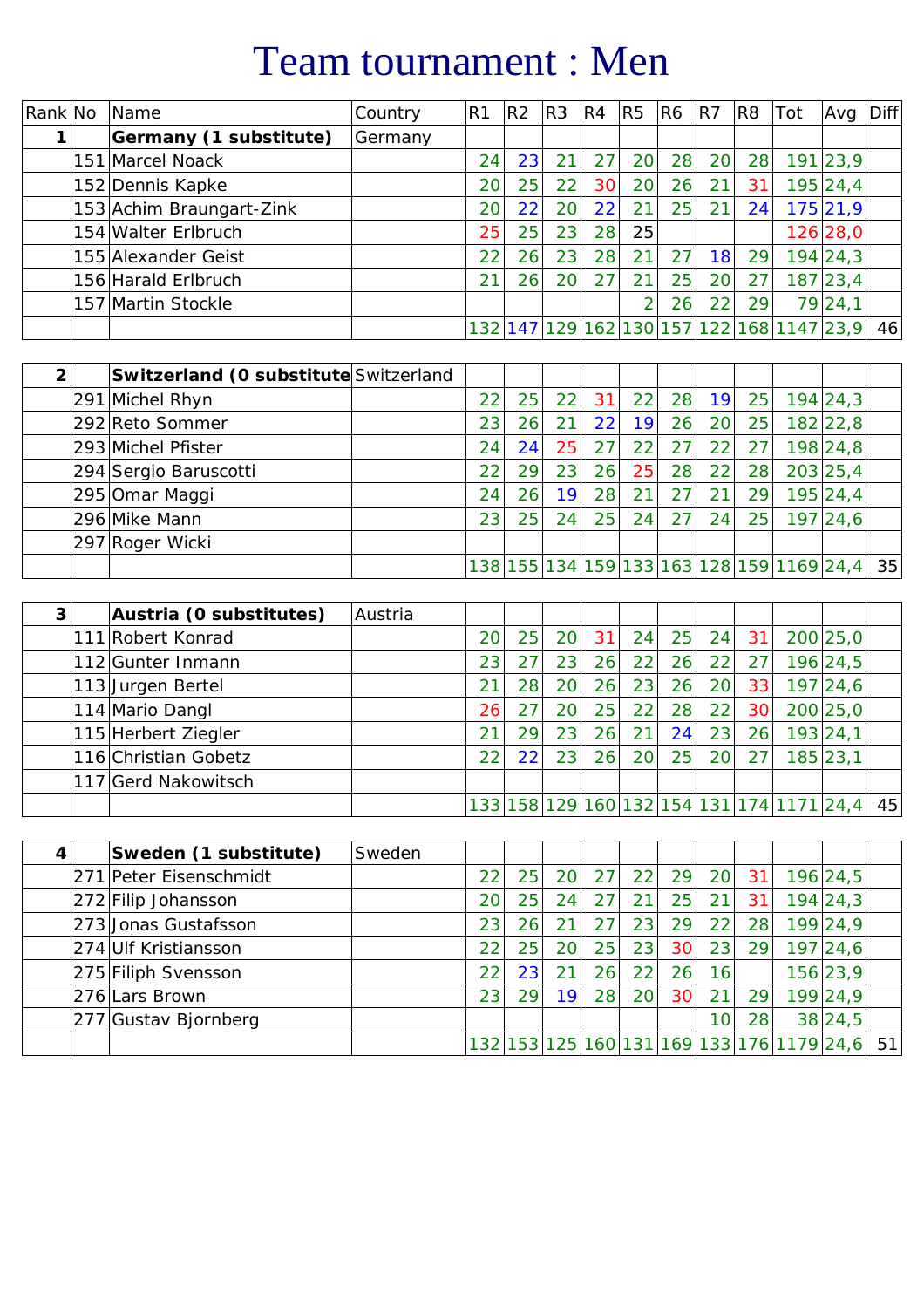# Team tournament : Men

| Rank | No | Name | Country | R1 | R2 | R3 | R4 | R5 | R6 | R7 | R8 | Tot | Avg | Diff |
|---|---|---|---|---|---|---|---|---|---|---|---|---|---|---|
| 1 | | **Germany (1 substitute)** | Germany | | | | | | | | | | | |
| | 151 | Marcel Noack | | 24 | 23 | 21 | 27 | 20 | 28 | 20 | 28 | 191 | 23,9 | |
| | 152 | Dennis Kapke | | 20 | 25 | 22 | 30 | 20 | 26 | 21 | 31 | 195 | 24,4 | |
| | 153 | Achim Braungart-Zink | | 20 | 22 | 20 | 22 | 21 | 25 | 21 | 24 | 175 | 21,9 | |
| | 154 | Walter Erlbruch | | 25 | 25 | 23 | 28 | 25 | | | | 126 | 28,0 | |
| | 155 | Alexander Geist | | 22 | 26 | 23 | 28 | 21 | 27 | 18 | 29 | 194 | 24,3 | |
| | 156 | Harald Erlbruch | | 21 | 26 | 20 | 27 | 21 | 25 | 20 | 27 | 187 | 23,4 | |
| | 157 | Martin Stockle | | | | | | 2 | 26 | 22 | 29 | 79 | 24,1 | |
| | | | | 132 | 147 | 129 | 162 | 130 | 157 | 122 | 168 | 1147 | 23,9 | 46 |
| 2 | | **Switzerland (0 substitute** | Switzerland | | | | | | | | | | | |
| | 291 | Michel Rhyn | | 22 | 25 | 22 | 31 | 22 | 28 | 19 | 25 | 194 | 24,3 | |
| | 292 | Reto Sommer | | 23 | 26 | 21 | 22 | 19 | 26 | 20 | 25 | 182 | 22,8 | |
| | 293 | Michel Pfister | | 24 | 24 | 25 | 27 | 22 | 27 | 22 | 27 | 198 | 24,8 | |
| | 294 | Sergio Baruscotti | | 22 | 29 | 23 | 26 | 25 | 28 | 22 | 28 | 203 | 25,4 | |
| | 295 | Omar Maggi | | 24 | 26 | 19 | 28 | 21 | 27 | 21 | 29 | 195 | 24,4 | |
| | 296 | Mike Mann | | 23 | 25 | 24 | 25 | 24 | 27 | 24 | 25 | 197 | 24,6 | |
| | 297 | Roger Wicki | | | | | | | | | | | | |
| | | | | 138 | 155 | 134 | 159 | 133 | 163 | 128 | 159 | 1169 | 24,4 | 35 |
| 3 | | **Austria (0 substitutes)** | Austria | | | | | | | | | | | |
| | 111 | Robert Konrad | | 20 | 25 | 20 | 31 | 24 | 25 | 24 | 31 | 200 | 25,0 | |
| | 112 | Gunter Inmann | | 23 | 27 | 23 | 26 | 22 | 26 | 22 | 27 | 196 | 24,5 | |
| | 113 | Jurgen Bertel | | 21 | 28 | 20 | 26 | 23 | 26 | 20 | 33 | 197 | 24,6 | |
| | 114 | Mario Dangl | | 26 | 27 | 20 | 25 | 22 | 28 | 22 | 30 | 200 | 25,0 | |
| | 115 | Herbert Ziegler | | 21 | 29 | 23 | 26 | 21 | 24 | 23 | 26 | 193 | 24,1 | |
| | 116 | Christian Gobetz | | 22 | 22 | 23 | 26 | 20 | 25 | 20 | 27 | 185 | 23,1 | |
| | 117 | Gerd Nakowitsch | | | | | | | | | | | | |
| | | | | 133 | 158 | 129 | 160 | 132 | 154 | 131 | 174 | 1171 | 24,4 | 45 |
| 4 | | **Sweden (1 substitute)** | Sweden | | | | | | | | | | | |
| | 271 | Peter Eisenschmidt | | 22 | 25 | 20 | 27 | 22 | 29 | 20 | 31 | 196 | 24,5 | |
| | 272 | Filip Johansson | | 20 | 25 | 24 | 27 | 21 | 25 | 21 | 31 | 194 | 24,3 | |
| | 273 | Jonas Gustafsson | | 23 | 26 | 21 | 27 | 23 | 29 | 22 | 28 | 199 | 24,9 | |
| | 274 | Ulf Kristiansson | | 22 | 25 | 20 | 25 | 23 | 30 | 23 | 29 | 197 | 24,6 | |
| | 275 | Filiph Svensson | | 22 | 23 | 21 | 26 | 22 | 26 | 16 | | 156 | 23,9 | |
| | 276 | Lars Brown | | 23 | 29 | 19 | 28 | 20 | 30 | 21 | 29 | 199 | 24,9 | |
| | 277 | Gustav Bjornberg | | | | | | | | 10 | 28 | 38 | 24,5 | |
| | | | | 132 | 153 | 125 | 160 | 131 | 169 | 133 | 176 | 1179 | 24,6 | 51 |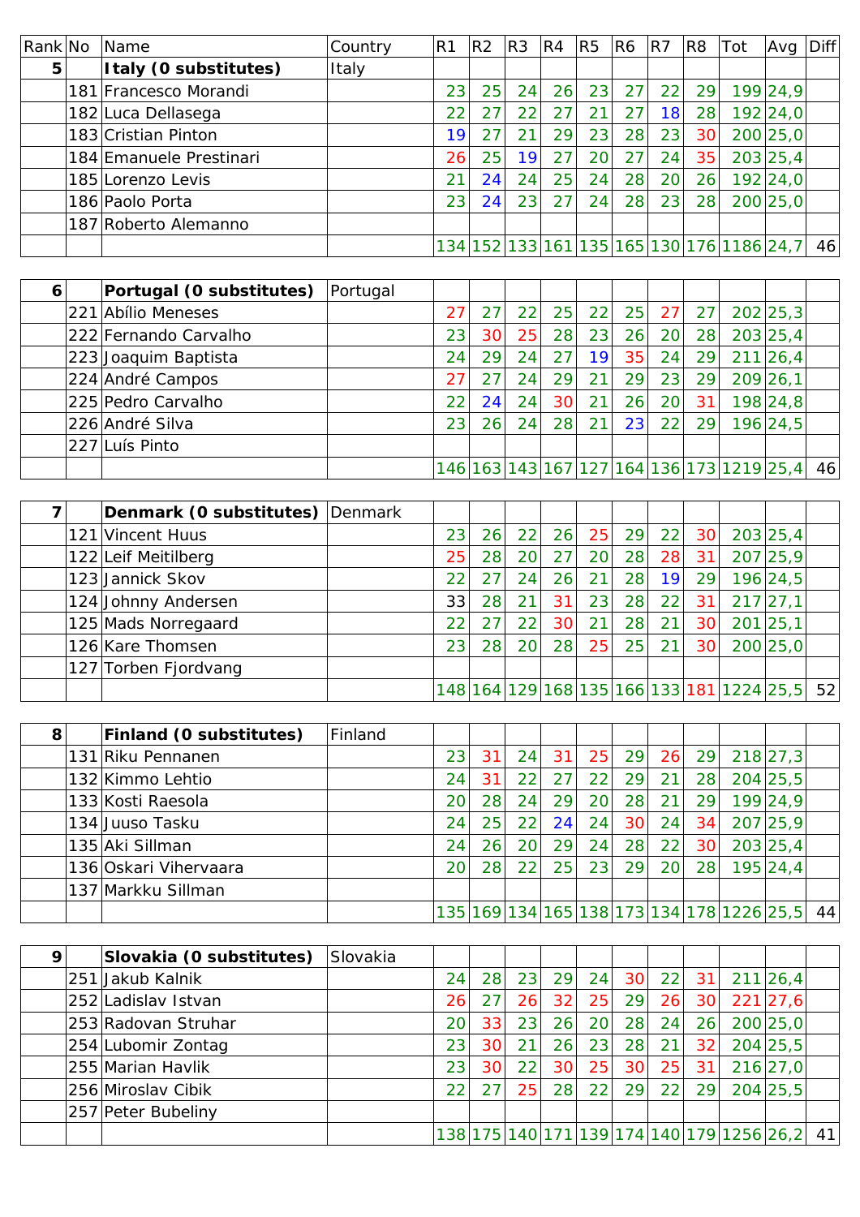| Rank | No | Name | Country | R1 | R2 | R3 | R4 | R5 | R6 | R7 | R8 | Tot | Avg | Diff |
|---|---|---|---|---|---|---|---|---|---|---|---|---|---|---|
| **5** | | **Italy (0 substitutes)** | Italy | | | | | | | | | | | |
| | 181 | Francesco Morandi | | 23 | 25 | 24 | 26 | 23 | 27 | 22 | 29 | 199 | 24,9 | |
| | 182 | Luca Dellasega | | 22 | 27 | 22 | 27 | 21 | 27 | 18 | 28 | 192 | 24,0 | |
| | 183 | Cristian Pinton | | 19 | 27 | 21 | 29 | 23 | 28 | 23 | 30 | 200 | 25,0 | |
| | 184 | Emanuele Prestinari | | 26 | 25 | 19 | 27 | 20 | 27 | 24 | 35 | 203 | 25,4 | |
| | 185 | Lorenzo Levis | | 21 | 24 | 24 | 25 | 24 | 28 | 20 | 26 | 192 | 24,0 | |
| | 186 | Paolo Porta | | 23 | 24 | 23 | 27 | 24 | 28 | 23 | 28 | 200 | 25,0 | |
| | 187 | Roberto Alemanno | | | | | | | | | | | | |
| | | | | 134 | 152 | 133 | 161 | 135 | 165 | 130 | 176 | 1186 | 24,7 | 46 |
| **6** | | **Portugal (0 substitutes)** | Portugal | | | | | | | | | | | |
| | 221 | Abílio Meneses | | 27 | 27 | 22 | 25 | 22 | 25 | 27 | 27 | 202 | 25,3 | |
| | 222 | Fernando Carvalho | | 23 | 30 | 25 | 28 | 23 | 26 | 20 | 28 | 203 | 25,4 | |
| | 223 | Joaquim Baptista | | 24 | 29 | 24 | 27 | 19 | 35 | 24 | 29 | 211 | 26,4 | |
| | 224 | André Campos | | 27 | 27 | 24 | 29 | 21 | 29 | 23 | 29 | 209 | 26,1 | |
| | 225 | Pedro Carvalho | | 22 | 24 | 24 | 30 | 21 | 26 | 20 | 31 | 198 | 24,8 | |
| | 226 | André Silva | | 23 | 26 | 24 | 28 | 21 | 23 | 22 | 29 | 196 | 24,5 | |
| | 227 | Luís Pinto | | | | | | | | | | | | |
| | | | | 146 | 163 | 143 | 167 | 127 | 164 | 136 | 173 | 1219 | 25,4 | 46 |
| **7** | | **Denmark (0 substitutes)** | Denmark | | | | | | | | | | | |
| | 121 | Vincent Huus | | 23 | 26 | 22 | 26 | 25 | 29 | 22 | 30 | 203 | 25,4 | |
| | 122 | Leif Meitilberg | | 25 | 28 | 20 | 27 | 20 | 28 | 28 | 31 | 207 | 25,9 | |
| | 123 | Jannick Skov | | 22 | 27 | 24 | 26 | 21 | 28 | 19 | 29 | 196 | 24,5 | |
| | 124 | Johnny Andersen | | 33 | 28 | 21 | 31 | 23 | 28 | 22 | 31 | 217 | 27,1 | |
| | 125 | Mads Norregaard | | 22 | 27 | 22 | 30 | 21 | 28 | 21 | 30 | 201 | 25,1 | |
| | 126 | Kare Thomsen | | 23 | 28 | 20 | 28 | 25 | 25 | 21 | 30 | 200 | 25,0 | |
| | 127 | Torben Fjordvang | | | | | | | | | | | | |
| | | | | 148 | 164 | 129 | 168 | 135 | 166 | 133 | 181 | 1224 | 25,5 | 52 |
| **8** | | **Finland (0 substitutes)** | Finland | | | | | | | | | | | |
| | 131 | Riku Pennanen | | 23 | 31 | 24 | 31 | 25 | 29 | 26 | 29 | 218 | 27,3 | |
| | 132 | Kimmo Lehtio | | 24 | 31 | 22 | 27 | 22 | 29 | 21 | 28 | 204 | 25,5 | |
| | 133 | Kosti Raesola | | 20 | 28 | 24 | 29 | 20 | 28 | 21 | 29 | 199 | 24,9 | |
| | 134 | Juuso Tasku | | 24 | 25 | 22 | 24 | 24 | 30 | 24 | 34 | 207 | 25,9 | |
| | 135 | Aki Sillman | | 24 | 26 | 20 | 29 | 24 | 28 | 22 | 30 | 203 | 25,4 | |
| | 136 | Oskari Vihervaara | | 20 | 28 | 22 | 25 | 23 | 29 | 20 | 28 | 195 | 24,4 | |
| | 137 | Markku Sillman | | | | | | | | | | | | |
| | | | | 135 | 169 | 134 | 165 | 138 | 173 | 134 | 178 | 1226 | 25,5 | 44 |
| **9** | | **Slovakia (0 substitutes)** | Slovakia | | | | | | | | | | | |
| | 251 | Jakub Kalnik | | 24 | 28 | 23 | 29 | 24 | 30 | 22 | 31 | 211 | 26,4 | |
| | 252 | Ladislav Istvan | | 26 | 27 | 26 | 32 | 25 | 29 | 26 | 30 | 221 | 27,6 | |
| | 253 | Radovan Struhar | | 20 | 33 | 23 | 26 | 20 | 28 | 24 | 26 | 200 | 25,0 | |
| | 254 | Lubomir Zontag | | 23 | 30 | 21 | 26 | 23 | 28 | 21 | 32 | 204 | 25,5 | |
| | 255 | Marian Havlik | | 23 | 30 | 22 | 30 | 25 | 30 | 25 | 31 | 216 | 27,0 | |
| | 256 | Miroslav Cibik | | 22 | 27 | 25 | 28 | 22 | 29 | 22 | 29 | 204 | 25,5 | |
| | 257 | Peter Bubeliny | | | | | | | | | | | | |
| | | | | 138 | 175 | 140 | 171 | 139 | 174 | 140 | 179 | 1256 | 26,2 | 41 |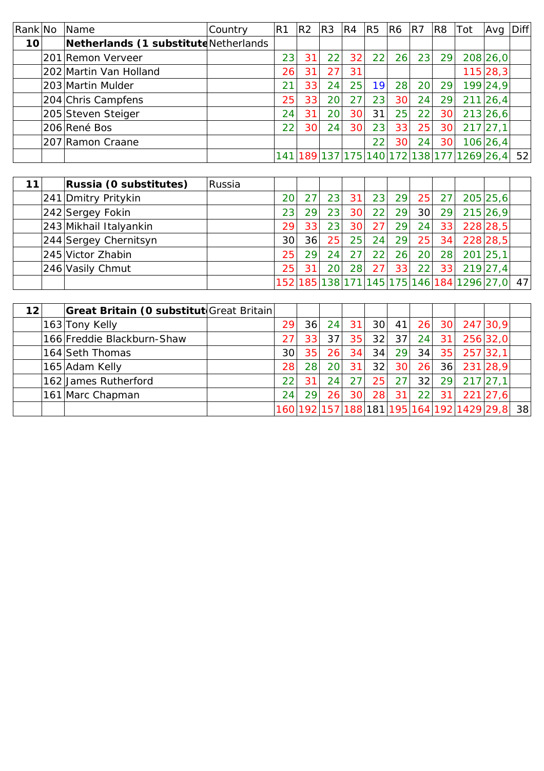| Rank | No | Name | Country | R1 | R2 | R3 | R4 | R5 | R6 | R7 | R8 | Tot | Avg | Diff |
|---|---|---|---|---|---|---|---|---|---|---|---|---|---|---|
| **10** | | **Netherlands (1 substitute** | Netherlands | | | | | | | | | | | |
| | 201 | Remon Verveer | | 23 | 31 | 22 | 32 | 22 | 26 | 23 | 29 | 208 | 26,0 | |
| | 202 | Martin Van Holland | | 26 | 31 | 27 | 31 | | | | | 115 | 28,3 | |
| | 203 | Martin Mulder | | 21 | 33 | 24 | 25 | 19 | 28 | 20 | 29 | 199 | 24,9 | |
| | 204 | Chris Campfens | | 25 | 33 | 20 | 27 | 23 | 30 | 24 | 29 | 211 | 26,4 | |
| | 205 | Steven Steiger | | 24 | 31 | 20 | 30 | 31 | 25 | 22 | 30 | 213 | 26,6 | |
| | 206 | René Bos | | 22 | 30 | 24 | 30 | 23 | 33 | 25 | 30 | 217 | 27,1 | |
| | 207 | Ramon Craane | | | | | | 22 | 30 | 24 | 30 | 106 | 26,4 | |
| | | | | 141 | 189 | 137 | 175 | 140 | 172 | 138 | 177 | 1269 | 26,4 | 52 |
| **11** | | **Russia (0 substitutes)** | Russia | | | | | | | | | | | |
| | 241 | Dmitry Pritykin | | 20 | 27 | 23 | 31 | 23 | 29 | 25 | 27 | 205 | 25,6 | |
| | 242 | Sergey Fokin | | 23 | 29 | 23 | 30 | 22 | 29 | 30 | 29 | 215 | 26,9 | |
| | 243 | Mikhail Italyankin | | 29 | 33 | 23 | 30 | 27 | 29 | 24 | 33 | 228 | 28,5 | |
| | 244 | Sergey Chernitsyn | | 30 | 36 | 25 | 25 | 24 | 29 | 25 | 34 | 228 | 28,5 | |
| | 245 | Victor Zhabin | | 25 | 29 | 24 | 27 | 22 | 26 | 20 | 28 | 201 | 25,1 | |
| | 246 | Vasily Chmut | | 25 | 31 | 20 | 28 | 27 | 33 | 22 | 33 | 219 | 27,4 | |
| | | | | 152 | 185 | 138 | 171 | 145 | 175 | 146 | 184 | 1296 | 27,0 | 47 |
| **12** | | **Great Britain (0 substitut** | Great Britain | | | | | | | | | | | |
| | 163 | Tony Kelly | | 29 | 36 | 24 | 31 | 30 | 41 | 26 | 30 | 247 | 30,9 | |
| | 166 | Freddie Blackburn-Shaw | | 27 | 33 | 37 | 35 | 32 | 37 | 24 | 31 | 256 | 32,0 | |
| | 164 | Seth Thomas | | 30 | 35 | 26 | 34 | 34 | 29 | 34 | 35 | 257 | 32,1 | |
| | 165 | Adam Kelly | | 28 | 28 | 20 | 31 | 32 | 30 | 26 | 36 | 231 | 28,9 | |
| | 162 | James Rutherford | | 22 | 31 | 24 | 27 | 25 | 27 | 32 | 29 | 217 | 27,1 | |
| | 161 | Marc Chapman | | 24 | 29 | 26 | 30 | 28 | 31 | 22 | 31 | 221 | 27,6 | |
| | | | | 160 | 192 | 157 | 188 | 181 | 195 | 164 | 192 | 1429 | 29,8 | 38 |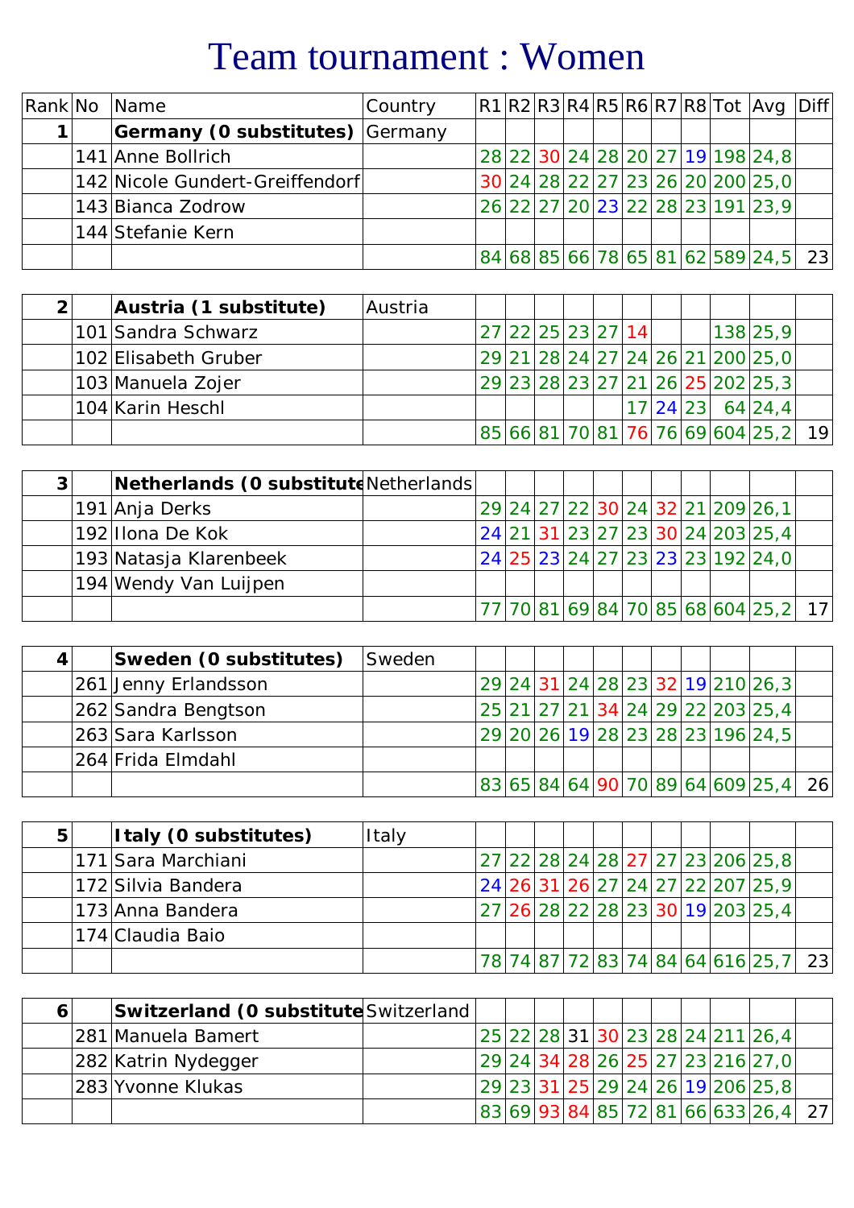# Team tournament : Women

| Rank | No | Name | Country | R1 | R2 | R3 | R4 | R5 | R6 | R7 | R8 | Tot | Avg | Diff |
|---|---|---|---|---|---|---|---|---|---|---|---|---|---|---|
| **1** | | **Germany (0 substitutes)** | Germany | | | | | | | | | | | |
| | 141 | Anne Bollrich | | 28 | 22 | 30 | 24 | 28 | 20 | 27 | 19 | 198 | 24,8 | |
| | 142 | Nicole Gundert-Greiffendorf | | 30 | 24 | 28 | 22 | 27 | 23 | 26 | 20 | 200 | 25,0 | |
| | 143 | Bianca Zodrow | | 26 | 22 | 27 | 20 | 23 | 22 | 28 | 23 | 191 | 23,9 | |
| | 144 | Stefanie Kern | | | | | | | | | | | | |
| | | | | 84 | 68 | 85 | 66 | 78 | 65 | 81 | 62 | 589 | 24,5 | 23 |
| **2** | | **Austria (1 substitute)** | Austria | | | | | | | | | | | |
| | 101 | Sandra Schwarz | | 27 | 22 | 25 | 23 | 27 | 14 | | | 138 | 25,9 | |
| | 102 | Elisabeth Gruber | | 29 | 21 | 28 | 24 | 27 | 24 | 26 | 21 | 200 | 25,0 | |
| | 103 | Manuela Zojer | | 29 | 23 | 28 | 23 | 27 | 21 | 26 | 25 | 202 | 25,3 | |
| | 104 | Karin Heschl | | | | | | | 17 | 24 | 23 | 64 | 24,4 | |
| | | | | 85 | 66 | 81 | 70 | 81 | 76 | 76 | 69 | 604 | 25,2 | 19 |
| **3** | | **Netherlands (0 substitute** | Netherlands | | | | | | | | | | | |
| | 191 | Anja Derks | | 29 | 24 | 27 | 22 | 30 | 24 | 32 | 21 | 209 | 26,1 | |
| | 192 | Ilona De Kok | | 24 | 21 | 31 | 23 | 27 | 23 | 30 | 24 | 203 | 25,4 | |
| | 193 | Natasja Klarenbeek | | 24 | 25 | 23 | 24 | 27 | 23 | 23 | 23 | 192 | 24,0 | |
| | 194 | Wendy Van Luijpen | | | | | | | | | | | | |
| | | | | 77 | 70 | 81 | 69 | 84 | 70 | 85 | 68 | 604 | 25,2 | 17 |
| **4** | | **Sweden (0 substitutes)** | Sweden | | | | | | | | | | | |
| | 261 | Jenny Erlandsson | | 29 | 24 | 31 | 24 | 28 | 23 | 32 | 19 | 210 | 26,3 | |
| | 262 | Sandra Bengtson | | 25 | 21 | 27 | 21 | 34 | 24 | 29 | 22 | 203 | 25,4 | |
| | 263 | Sara Karlsson | | 29 | 20 | 26 | 19 | 28 | 23 | 28 | 23 | 196 | 24,5 | |
| | 264 | Frida Elmdahl | | | | | | | | | | | | |
| | | | | 83 | 65 | 84 | 64 | 90 | 70 | 89 | 64 | 609 | 25,4 | 26 |
| **5** | | **Italy (0 substitutes)** | Italy | | | | | | | | | | | |
| | 171 | Sara Marchiani | | 27 | 22 | 28 | 24 | 28 | 27 | 27 | 23 | 206 | 25,8 | |
| | 172 | Silvia Bandera | | 24 | 26 | 31 | 26 | 27 | 24 | 27 | 22 | 207 | 25,9 | |
| | 173 | Anna Bandera | | 27 | 26 | 28 | 22 | 28 | 23 | 30 | 19 | 203 | 25,4 | |
| | 174 | Claudia Baio | | | | | | | | | | | | |
| | | | | 78 | 74 | 87 | 72 | 83 | 74 | 84 | 64 | 616 | 25,7 | 23 |
| **6** | | **Switzerland (0 substitute** | Switzerland | | | | | | | | | | | |
| | 281 | Manuela Bamert | | 25 | 22 | 28 | 31 | 30 | 23 | 28 | 24 | 211 | 26,4 | |
| | 282 | Katrin Nydegger | | 29 | 24 | 34 | 28 | 26 | 25 | 27 | 23 | 216 | 27,0 | |
| | 283 | Yvonne Klukas | | 29 | 23 | 31 | 25 | 29 | 24 | 26 | 19 | 206 | 25,8 | |
| | | | | 83 | 69 | 93 | 84 | 85 | 72 | 81 | 66 | 633 | 26,4 | 27 |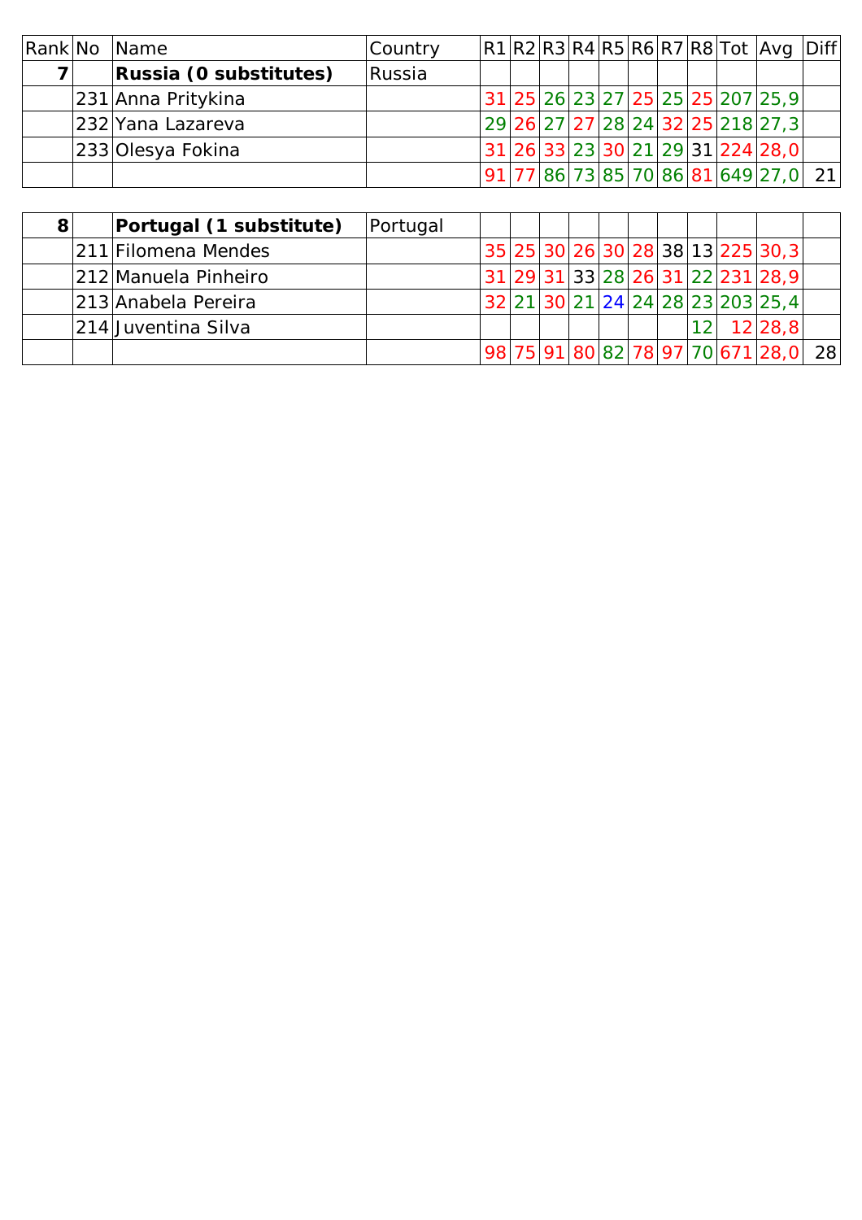| Rank | No | Name | Country | R1 | R2 | R3 | R4 | R5 | R6 | R7 | R8 | Tot | Avg | Diff |
|---|---|---|---|---|---|---|---|---|---|---|---|---|---|---|
| **7** | | **Russia (0 substitutes)** | Russia | | | | | | | | | | | |
| | 231 | Anna Pritykina | | 31 | 25 | 26 | 23 | 27 | 25 | 25 | 25 | 207 | 25,9 | |
| | 232 | Yana Lazareva | | 29 | 26 | 27 | 27 | 28 | 24 | 32 | 25 | 218 | 27,3 | |
| | 233 | Olesya Fokina | | 31 | 26 | 33 | 23 | 30 | 21 | 29 | 31 | 224 | 28,0 | |
| | | | | 91 | 77 | 86 | 73 | 85 | 70 | 86 | 81 | 649 | 27,0 | 21 |

| Rank | No | Name | Country | R1 | R2 | R3 | R4 | R5 | R6 | R7 | R8 | Tot | Avg | Diff |
|---|---|---|---|---|---|---|---|---|---|---|---|---|---|---|
| **8** | | **Portugal (1 substitute)** | Portugal | | | | | | | | | | | |
| | 211 | Filomena Mendes | | 35 | 25 | 30 | 26 | 30 | 28 | 38 | 13 | 225 | 30,3 | |
| | 212 | Manuela Pinheiro | | 31 | 29 | 31 | 33 | 28 | 26 | 31 | 22 | 231 | 28,9 | |
| | 213 | Anabela Pereira | | 32 | 21 | 30 | 21 | 24 | 24 | 28 | 23 | 203 | 25,4 | |
| | 214 | Juventina Silva | | | | | | | | | 12 | 12 | 28,8 | |
| | | | | 98 | 75 | 91 | 80 | 82 | 78 | 97 | 70 | 671 | 28,0 | 28 |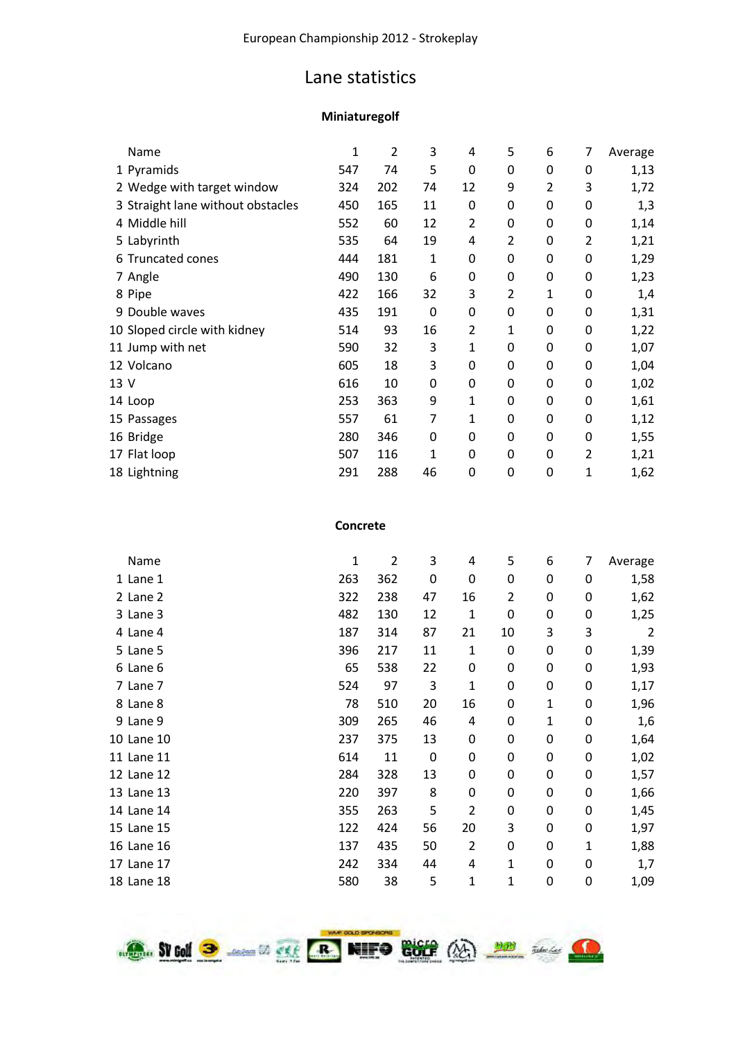European Championship 2012 - Strokeplay

# Lane statistics

## Miniaturegolf

| | Name | 1 | 2 | 3 | 4 | 5 | 6 | 7 | Average |
|---|---|---|---|---|---|---|---|---|---|
| 1 | Pyramids | 547 | 74 | 5 | 0 | 0 | 0 | 0 | 1,13 |
| 2 | Wedge with target window | 324 | 202 | 74 | 12 | 9 | 2 | 3 | 1,72 |
| 3 | Straight lane without obstacles | 450 | 165 | 11 | 0 | 0 | 0 | 0 | 1,3 |
| 4 | Middle hill | 552 | 60 | 12 | 2 | 0 | 0 | 0 | 1,14 |
| 5 | Labyrinth | 535 | 64 | 19 | 4 | 2 | 0 | 2 | 1,21 |
| 6 | Truncated cones | 444 | 181 | 1 | 0 | 0 | 0 | 0 | 1,29 |
| 7 | Angle | 490 | 130 | 6 | 0 | 0 | 0 | 0 | 1,23 |
| 8 | Pipe | 422 | 166 | 32 | 3 | 2 | 1 | 0 | 1,4 |
| 9 | Double waves | 435 | 191 | 0 | 0 | 0 | 0 | 0 | 1,31 |
| 10 | Sloped circle with kidney | 514 | 93 | 16 | 2 | 1 | 0 | 0 | 1,22 |
| 11 | Jump with net | 590 | 32 | 3 | 1 | 0 | 0 | 0 | 1,07 |
| 12 | Volcano | 605 | 18 | 3 | 0 | 0 | 0 | 0 | 1,04 |
| 13 | V | 616 | 10 | 0 | 0 | 0 | 0 | 0 | 1,02 |
| 14 | Loop | 253 | 363 | 9 | 1 | 0 | 0 | 0 | 1,61 |
| 15 | Passages | 557 | 61 | 7 | 1 | 0 | 0 | 0 | 1,12 |
| 16 | Bridge | 280 | 346 | 0 | 0 | 0 | 0 | 0 | 1,55 |
| 17 | Flat loop | 507 | 116 | 1 | 0 | 0 | 0 | 2 | 1,21 |
| 18 | Lightning | 291 | 288 | 46 | 0 | 0 | 0 | 1 | 1,62 |

## Concrete

| | Name | 1 | 2 | 3 | 4 | 5 | 6 | 7 | Average |
|---|---|---|---|---|---|---|---|---|---|
| 1 | Lane 1 | 263 | 362 | 0 | 0 | 0 | 0 | 0 | 1,58 |
| 2 | Lane 2 | 322 | 238 | 47 | 16 | 2 | 0 | 0 | 1,62 |
| 3 | Lane 3 | 482 | 130 | 12 | 1 | 0 | 0 | 0 | 1,25 |
| 4 | Lane 4 | 187 | 314 | 87 | 21 | 10 | 3 | 3 | 2 |
| 5 | Lane 5 | 396 | 217 | 11 | 1 | 0 | 0 | 0 | 1,39 |
| 6 | Lane 6 | 65 | 538 | 22 | 0 | 0 | 0 | 0 | 1,93 |
| 7 | Lane 7 | 524 | 97 | 3 | 1 | 0 | 0 | 0 | 1,17 |
| 8 | Lane 8 | 78 | 510 | 20 | 16 | 0 | 1 | 0 | 1,96 |
| 9 | Lane 9 | 309 | 265 | 46 | 4 | 0 | 1 | 0 | 1,6 |
| 10 | Lane 10 | 237 | 375 | 13 | 0 | 0 | 0 | 0 | 1,64 |
| 11 | Lane 11 | 614 | 11 | 0 | 0 | 0 | 0 | 0 | 1,02 |
| 12 | Lane 12 | 284 | 328 | 13 | 0 | 0 | 0 | 0 | 1,57 |
| 13 | Lane 13 | 220 | 397 | 8 | 0 | 0 | 0 | 0 | 1,66 |
| 14 | Lane 14 | 355 | 263 | 5 | 2 | 0 | 0 | 0 | 1,45 |
| 15 | Lane 15 | 122 | 424 | 56 | 20 | 3 | 0 | 0 | 1,97 |
| 16 | Lane 16 | 137 | 435 | 50 | 2 | 0 | 0 | 1 | 1,88 |
| 17 | Lane 17 | 242 | 334 | 44 | 4 | 1 | 0 | 0 | 1,7 |
| 18 | Lane 18 | 580 | 38 | 5 | 1 | 1 | 0 | 0 | 1,09 |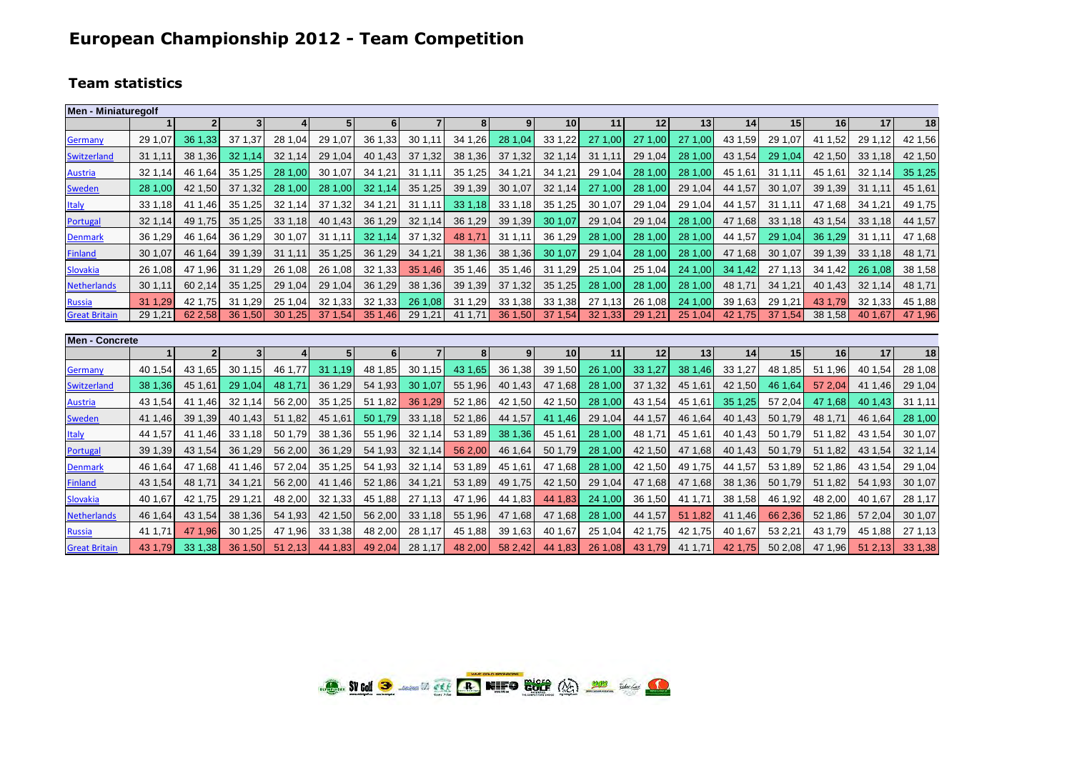# European Championship 2012 - Team Competition

## Team statistics

| Men - Miniaturegolf | | | | | | | | | | | | | | | | | | |
|---|---|---|---|---|---|---|---|---|---|---|---|---|---|---|---|---|---|---|
| | 1 | 2 | 3 | 4 | 5 | 6 | 7 | 8 | 9 | 10 | 11 | 12 | 13 | 14 | 15 | 16 | 17 | 18 |
| Germany | 29 1,07 | 36 1,33 | 37 1,37 | 28 1,04 | 29 1,07 | 36 1,33 | 30 1,11 | 34 1,26 | 28 1,04 | 33 1,22 | 27 1,00 | 27 1,00 | 27 1,00 | 43 1,59 | 29 1,07 | 41 1,52 | 29 1,12 | 42 1,56 |
| Switzerland | 31 1,11 | 38 1,36 | 32 1,14 | 32 1,14 | 29 1,04 | 40 1,43 | 37 1,32 | 38 1,36 | 37 1,32 | 32 1,14 | 31 1,11 | 29 1,04 | 28 1,00 | 43 1,54 | 29 1,04 | 42 1,50 | 33 1,18 | 42 1,50 |
| Austria | 32 1,14 | 46 1,64 | 35 1,25 | 28 1,00 | 30 1,07 | 34 1,21 | 31 1,11 | 35 1,25 | 34 1,21 | 34 1,21 | 29 1,04 | 28 1,00 | 28 1,00 | 45 1,61 | 31 1,11 | 45 1,61 | 32 1,14 | 35 1,25 |
| Sweden | 28 1,00 | 42 1,50 | 37 1,32 | 28 1,00 | 28 1,00 | 32 1,14 | 35 1,25 | 39 1,39 | 30 1,07 | 32 1,14 | 27 1,00 | 28 1,00 | 29 1,04 | 44 1,57 | 30 1,07 | 39 1,39 | 31 1,11 | 45 1,61 |
| Italy | 33 1,18 | 41 1,46 | 35 1,25 | 32 1,14 | 37 1,32 | 34 1,21 | 31 1,11 | 33 1,18 | 33 1,18 | 35 1,25 | 30 1,07 | 29 1,04 | 29 1,04 | 44 1,57 | 31 1,11 | 47 1,68 | 34 1,21 | 49 1,75 |
| Portugal | 32 1,14 | 49 1,75 | 35 1,25 | 33 1,18 | 40 1,43 | 36 1,29 | 32 1,14 | 36 1,29 | 39 1,39 | 30 1,07 | 29 1,04 | 29 1,04 | 28 1,00 | 47 1,68 | 33 1,18 | 43 1,54 | 33 1,18 | 44 1,57 |
| Denmark | 36 1,29 | 46 1,64 | 36 1,29 | 30 1,07 | 31 1,11 | 32 1,14 | 37 1,32 | 48 1,71 | 31 1,11 | 36 1,29 | 28 1,00 | 28 1,00 | 28 1,00 | 44 1,57 | 29 1,04 | 36 1,29 | 31 1,11 | 47 1,68 |
| Finland | 30 1,07 | 46 1,64 | 39 1,39 | 31 1,11 | 35 1,25 | 36 1,29 | 34 1,21 | 38 1,36 | 38 1,36 | 30 1,07 | 29 1,04 | 28 1,00 | 28 1,00 | 47 1,68 | 30 1,07 | 39 1,39 | 33 1,18 | 48 1,71 |
| Slovakia | 26 1,08 | 47 1,96 | 31 1,29 | 26 1,08 | 26 1,08 | 32 1,33 | 35 1,46 | 35 1,46 | 35 1,46 | 31 1,29 | 25 1,04 | 25 1,04 | 24 1,00 | 34 1,42 | 27 1,13 | 34 1,42 | 26 1,08 | 38 1,58 |
| Netherlands | 30 1,11 | 60 2,14 | 35 1,25 | 29 1,04 | 29 1,04 | 36 1,29 | 38 1,36 | 39 1,39 | 37 1,32 | 35 1,25 | 28 1,00 | 28 1,00 | 28 1,00 | 48 1,71 | 34 1,21 | 40 1,43 | 32 1,14 | 48 1,71 |
| Russia | 31 1,29 | 42 1,75 | 31 1,29 | 25 1,04 | 32 1,33 | 32 1,33 | 26 1,08 | 31 1,29 | 33 1,38 | 33 1,38 | 27 1,13 | 26 1,08 | 24 1,00 | 39 1,63 | 29 1,21 | 43 1,79 | 32 1,33 | 45 1,88 |
| Great Britain | 29 1,21 | 62 2,58 | 36 1,50 | 30 1,25 | 37 1,54 | 35 1,46 | 29 1,21 | 41 1,71 | 36 1,50 | 37 1,54 | 32 1,33 | 29 1,21 | 25 1,04 | 42 1,75 | 37 1,54 | 38 1,58 | 40 1,67 | 47 1,96 |

| Men - Concrete | | | | | | | | | | | | | | | | | | |
|---|---|---|---|---|---|---|---|---|---|---|---|---|---|---|---|---|---|---|
| | 1 | 2 | 3 | 4 | 5 | 6 | 7 | 8 | 9 | 10 | 11 | 12 | 13 | 14 | 15 | 16 | 17 | 18 |
| Germany | 40 1,54 | 43 1,65 | 30 1,15 | 46 1,77 | 31 1,19 | 48 1,85 | 30 1,15 | 43 1,65 | 36 1,38 | 39 1,50 | 26 1,00 | 33 1,27 | 38 1,46 | 33 1,27 | 48 1,85 | 51 1,96 | 40 1,54 | 28 1,08 |
| Switzerland | 38 1,36 | 45 1,61 | 29 1,04 | 48 1,71 | 36 1,29 | 54 1,93 | 30 1,07 | 55 1,96 | 40 1,43 | 47 1,68 | 28 1,00 | 37 1,32 | 45 1,61 | 42 1,50 | 46 1,64 | 57 2,04 | 41 1,46 | 29 1,04 |
| Austria | 43 1,54 | 41 1,46 | 32 1,14 | 56 2,00 | 35 1,25 | 51 1,82 | 36 1,29 | 52 1,86 | 42 1,50 | 42 1,50 | 28 1,00 | 43 1,54 | 45 1,61 | 35 1,25 | 57 2,04 | 47 1,68 | 40 1,43 | 31 1,11 |
| Sweden | 41 1,46 | 39 1,39 | 40 1,43 | 51 1,82 | 45 1,61 | 50 1,79 | 33 1,18 | 52 1,86 | 44 1,57 | 41 1,46 | 29 1,04 | 44 1,57 | 46 1,64 | 40 1,43 | 50 1,79 | 48 1,71 | 46 1,64 | 28 1,00 |
| Italy | 44 1,57 | 41 1,46 | 33 1,18 | 50 1,79 | 38 1,36 | 55 1,96 | 32 1,14 | 53 1,89 | 38 1,36 | 45 1,61 | 28 1,00 | 48 1,71 | 45 1,61 | 40 1,43 | 50 1,79 | 51 1,82 | 43 1,54 | 30 1,07 |
| Portugal | 39 1,39 | 43 1,54 | 36 1,29 | 56 2,00 | 36 1,29 | 54 1,93 | 32 1,14 | 56 2,00 | 46 1,64 | 50 1,79 | 28 1,00 | 42 1,50 | 47 1,68 | 40 1,43 | 50 1,79 | 51 1,82 | 43 1,54 | 32 1,14 |
| Denmark | 46 1,64 | 47 1,68 | 41 1,46 | 57 2,04 | 35 1,25 | 54 1,93 | 32 1,14 | 53 1,89 | 45 1,61 | 47 1,68 | 28 1,00 | 42 1,50 | 49 1,75 | 44 1,57 | 53 1,89 | 52 1,86 | 43 1,54 | 29 1,04 |
| Finland | 43 1,54 | 48 1,71 | 34 1,21 | 56 2,00 | 41 1,46 | 52 1,86 | 34 1,21 | 53 1,89 | 49 1,75 | 42 1,50 | 29 1,04 | 47 1,68 | 47 1,68 | 38 1,36 | 50 1,79 | 51 1,82 | 54 1,93 | 30 1,07 |
| Slovakia | 40 1,67 | 42 1,75 | 29 1,21 | 48 2,00 | 32 1,33 | 45 1,88 | 27 1,13 | 47 1,96 | 44 1,83 | 44 1,83 | 24 1,00 | 36 1,50 | 41 1,71 | 38 1,58 | 46 1,92 | 48 2,00 | 40 1,67 | 28 1,17 |
| Netherlands | 46 1,64 | 43 1,54 | 38 1,36 | 54 1,93 | 42 1,50 | 56 2,00 | 33 1,18 | 55 1,96 | 47 1,68 | 47 1,68 | 28 1,00 | 44 1,57 | 51 1,82 | 41 1,46 | 66 2,36 | 52 1,86 | 57 2,04 | 30 1,07 |
| Russia | 41 1,71 | 47 1,96 | 30 1,25 | 47 1,96 | 33 1,38 | 48 2,00 | 28 1,17 | 45 1,88 | 39 1,63 | 40 1,67 | 25 1,04 | 42 1,75 | 42 1,75 | 40 1,67 | 53 2,21 | 43 1,79 | 45 1,88 | 27 1,13 |
| Great Britain | 43 1,79 | 33 1,38 | 36 1,50 | 51 2,13 | 44 1,83 | 49 2,04 | 28 1,17 | 48 2,00 | 58 2,42 | 44 1,83 | 26 1,08 | 43 1,79 | 41 1,71 | 42 1,75 | 50 2,08 | 47 1,96 | 51 2,13 | 33 1,38 |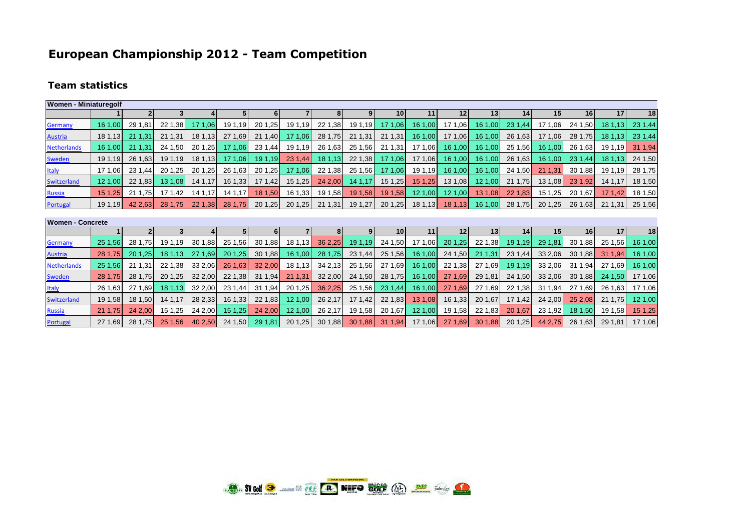# European Championship 2012 - Team Competition

## Team statistics

| Women - Miniaturegolf | 1 | 2 | 3 | 4 | 5 | 6 | 7 | 8 | 9 | 10 | 11 | 12 | 13 | 14 | 15 | 16 | 17 | 18 |
|---|---|---|---|---|---|---|---|---|---|---|---|---|---|---|---|---|---|---|
| Germany | 16 1,00 | 29 1,81 | 22 1,38 | 17 1,06 | 19 1,19 | 20 1,25 | 19 1,19 | 22 1,38 | 19 1,19 | 17 1,06 | 16 1,00 | 17 1,06 | 16 1,00 | 23 1,44 | 17 1,06 | 24 1,50 | 18 1,13 | 23 1,44 |
| Austria | 18 1,13 | 21 1,31 | 21 1,31 | 18 1,13 | 27 1,69 | 21 1,40 | 17 1,06 | 28 1,75 | 21 1,31 | 21 1,31 | 16 1,00 | 17 1,06 | 16 1,00 | 26 1,63 | 17 1,06 | 28 1,75 | 18 1,13 | 23 1,44 |
| Netherlands | 16 1,00 | 21 1,31 | 24 1,50 | 20 1,25 | 17 1,06 | 23 1,44 | 19 1,19 | 26 1,63 | 25 1,56 | 21 1,31 | 17 1,06 | 16 1,00 | 16 1,00 | 25 1,56 | 16 1,00 | 26 1,63 | 19 1,19 | 31 1,94 |
| Sweden | 19 1,19 | 26 1,63 | 19 1,19 | 18 1,13 | 17 1,06 | 19 1,19 | 23 1,44 | 18 1,13 | 22 1,38 | 17 1,06 | 17 1,06 | 16 1,00 | 16 1,00 | 26 1,63 | 16 1,00 | 23 1,44 | 18 1,13 | 24 1,50 |
| Italy | 17 1,06 | 23 1,44 | 20 1,25 | 20 1,25 | 26 1,63 | 20 1,25 | 17 1,06 | 22 1,38 | 25 1,56 | 17 1,06 | 19 1,19 | 16 1,00 | 16 1,00 | 24 1,50 | 21 1,31 | 30 1,88 | 19 1,19 | 28 1,75 |
| Switzerland | 12 1,00 | 22 1,83 | 13 1,08 | 14 1,17 | 16 1,33 | 17 1,42 | 15 1,25 | 24 2,00 | 14 1,17 | 15 1,25 | 15 1,25 | 13 1,08 | 12 1,00 | 21 1,75 | 13 1,08 | 23 1,92 | 14 1,17 | 18 1,50 |
| Russia | 15 1,25 | 21 1,75 | 17 1,42 | 14 1,17 | 14 1,17 | 18 1,50 | 16 1,33 | 19 1,58 | 19 1,58 | 19 1,58 | 12 1,00 | 12 1,00 | 13 1,08 | 22 1,83 | 15 1,25 | 20 1,67 | 17 1,42 | 18 1,50 |
| Portugal | 19 1,19 | 42 2,63 | 28 1,75 | 22 1,38 | 28 1,75 | 20 1,25 | 20 1,25 | 21 1,31 | 19 1,27 | 20 1,25 | 18 1,13 | 18 1,13 | 16 1,00 | 28 1,75 | 20 1,25 | 26 1,63 | 21 1,31 | 25 1,56 |

| Women - Concrete | 1 | 2 | 3 | 4 | 5 | 6 | 7 | 8 | 9 | 10 | 11 | 12 | 13 | 14 | 15 | 16 | 17 | 18 |
|---|---|---|---|---|---|---|---|---|---|---|---|---|---|---|---|---|---|---|
| Germany | 25 1,56 | 28 1,75 | 19 1,19 | 30 1,88 | 25 1,56 | 30 1,88 | 18 1,13 | 36 2,25 | 19 1,19 | 24 1,50 | 17 1,06 | 20 1,25 | 22 1,38 | 19 1,19 | 29 1,81 | 30 1,88 | 25 1,56 | 16 1,00 |
| Austria | 28 1,75 | 20 1,25 | 18 1,13 | 27 1,69 | 20 1,25 | 30 1,88 | 16 1,00 | 28 1,75 | 23 1,44 | 25 1,56 | 16 1,00 | 24 1,50 | 21 1,31 | 23 1,44 | 33 2,06 | 30 1,88 | 31 1,94 | 16 1,00 |
| Netherlands | 25 1,56 | 21 1,31 | 22 1,38 | 33 2,06 | 26 1,63 | 32 2,00 | 18 1,13 | 34 2,13 | 25 1,56 | 27 1,69 | 16 1,00 | 22 1,38 | 27 1,69 | 19 1,19 | 33 2,06 | 31 1,94 | 27 1,69 | 16 1,00 |
| Sweden | 28 1,75 | 28 1,75 | 20 1,25 | 32 2,00 | 22 1,38 | 31 1,94 | 21 1,31 | 32 2,00 | 24 1,50 | 28 1,75 | 16 1,00 | 27 1,69 | 29 1,81 | 24 1,50 | 33 2,06 | 30 1,88 | 24 1,50 | 17 1,06 |
| Italy | 26 1,63 | 27 1,69 | 18 1,13 | 32 2,00 | 23 1,44 | 31 1,94 | 20 1,25 | 36 2,25 | 25 1,56 | 23 1,44 | 16 1,00 | 27 1,69 | 27 1,69 | 22 1,38 | 31 1,94 | 27 1,69 | 26 1,63 | 17 1,06 |
| Switzerland | 19 1,58 | 18 1,50 | 14 1,17 | 28 2,33 | 16 1,33 | 22 1,83 | 12 1,00 | 26 2,17 | 17 1,42 | 22 1,83 | 13 1,08 | 16 1,33 | 20 1,67 | 17 1,42 | 24 2,00 | 25 2,08 | 21 1,75 | 12 1,00 |
| Russia | 21 1,75 | 24 2,00 | 15 1,25 | 24 2,00 | 15 1,25 | 24 2,00 | 12 1,00 | 26 2,17 | 19 1,58 | 20 1,67 | 12 1,00 | 19 1,58 | 22 1,83 | 20 1,67 | 23 1,92 | 18 1,50 | 19 1,58 | 15 1,25 |
| Portugal | 27 1,69 | 28 1,75 | 25 1,56 | 40 2,50 | 24 1,50 | 29 1,81 | 20 1,25 | 30 1,88 | 30 1,88 | 31 1,94 | 17 1,06 | 27 1,69 | 30 1,88 | 20 1,25 | 44 2,75 | 26 1,63 | 29 1,81 | 17 1,06 |